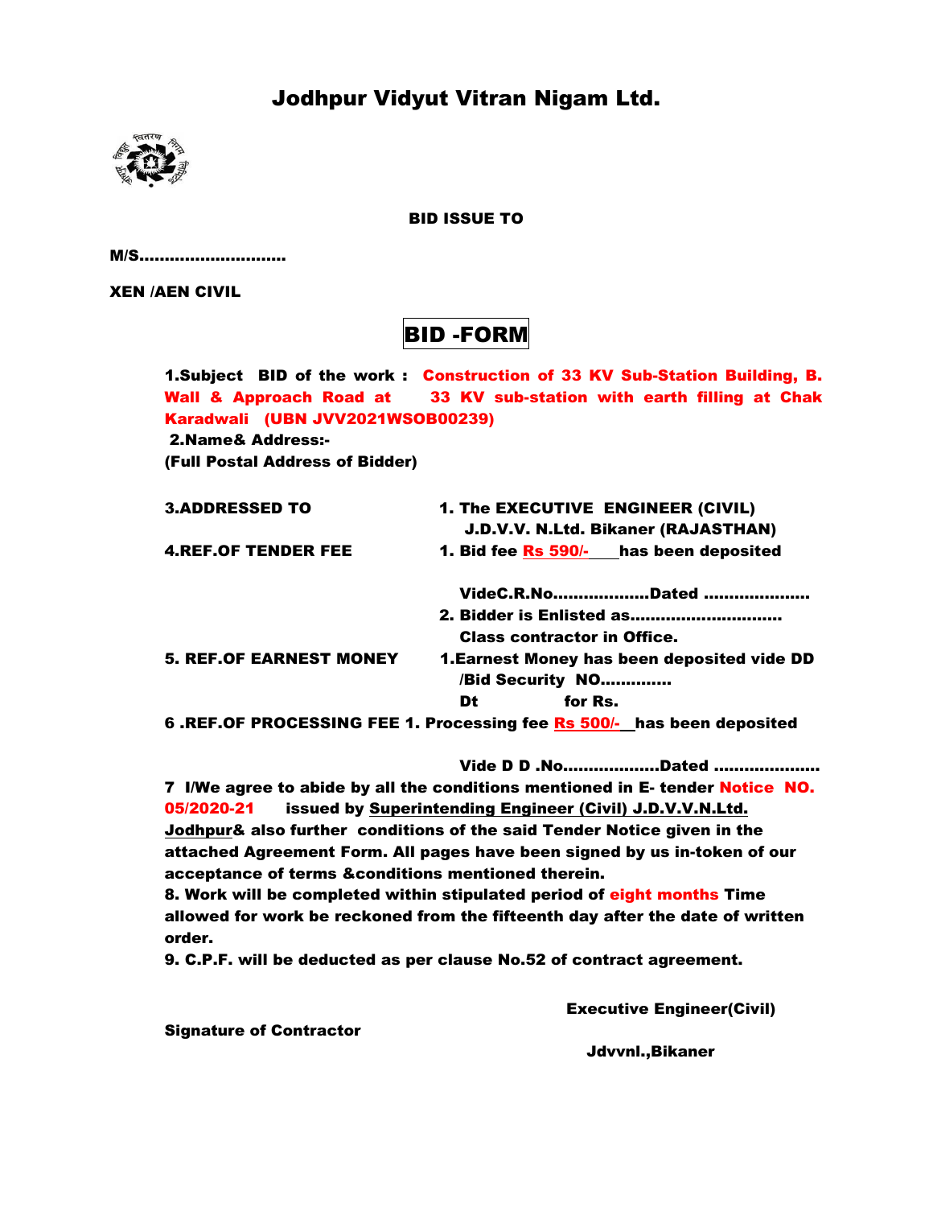# Jodhpur Vidyut Vitran Nigam Ltd.

**BID ISSUE TO**

**M/S............................**

**XEN /AEN CIVIL**

## BID -FORM

**1.Subject BID of the work : Construction of 33 KV Sub-Station Building, B. Wall & Approach Road at 33 KV sub-station with earth filling at Chak Karadwali (UBN JVV2021WSOB00239)**

**2.Name& Address:-**
**(Full Postal Address of Bidder)**

| | |
|---|---|
| **3.ADDRESSED TO** | **1. The EXECUTIVE ENGINEER (CIVIL) J.D.V.V. N.Ltd. Bikaner (RAJASTHAN)** |
| **4.REF.OF TENDER FEE** | **1. Bid fee Rs 590/- has been deposited VideC.R.No..................Dated ....................** |
| | **2. Bidder is Enlisted as............................. Class contractor in Office.** |
| **5. REF.OF EARNEST MONEY** | **1.Earnest Money has been deposited vide DD /Bid Security NO............. Dt for Rs.** |
| **6 .REF.OF PROCESSING FEE** | **1. Processing fee Rs 500/- has been deposited Vide D D .No..................Dated ....................** |

**7 I/We agree to abide by all the conditions mentioned in E- tender Notice NO. 05/2020-21 issued by Superintending Engineer (Civil) J.D.V.V.N.Ltd. Jodhpur& also further conditions of the said Tender Notice given in the attached Agreement Form. All pages have been signed by us in-token of our acceptance of terms &conditions mentioned therein.**

**8. Work will be completed within stipulated period of eight months Time allowed for work be reckoned from the fifteenth day after the date of written order.**

**9. C.P.F. will be deducted as per clause No.52 of contract agreement.**

**Executive Engineer(Civil)**

**Signature of Contractor**

**Jdvvnl.,Bikaner**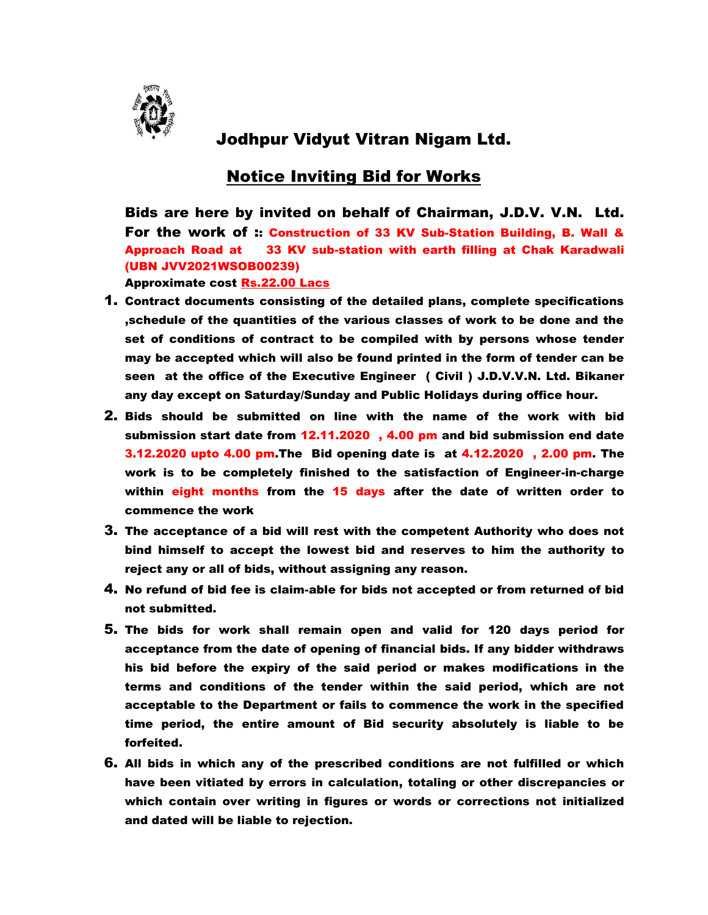# Jodhpur Vidyut Vitran Nigam Ltd.

## Notice Inviting Bid for Works

**Bids are here by invited on behalf of Chairman, J.D.V. V.N. Ltd. For the work of :: Construction of 33 KV Sub-Station Building, B. Wall & Approach Road at 33 KV sub-station with earth filling at Chak Karadwali (UBN JVV2021WSOB00239)**

**Approximate cost Rs.22.00 Lacs**

1. **Contract documents consisting of the detailed plans, complete specifications ,schedule of the quantities of the various classes of work to be done and the set of conditions of contract to be compiled with by persons whose tender may be accepted which will also be found printed in the form of tender can be seen at the office of the Executive Engineer ( Civil ) J.D.V.V.N. Ltd. Bikaner any day except on Saturday/Sunday and Public Holidays during office hour.**
2. **Bids should be submitted on line with the name of the work with bid submission start date from 12.11.2020 , 4.00 pm and bid submission end date 3.12.2020 upto 4.00 pm.The Bid opening date is at 4.12.2020 , 2.00 pm. The work is to be completely finished to the satisfaction of Engineer-in-charge within eight months from the 15 days after the date of written order to commence the work**
3. **The acceptance of a bid will rest with the competent Authority who does not bind himself to accept the lowest bid and reserves to him the authority to reject any or all of bids, without assigning any reason.**
4. **No refund of bid fee is claim-able for bids not accepted or from returned of bid not submitted.**
5. **The bids for work shall remain open and valid for 120 days period for acceptance from the date of opening of financial bids. If any bidder withdraws his bid before the expiry of the said period or makes modifications in the terms and conditions of the tender within the said period, which are not acceptable to the Department or fails to commence the work in the specified time period, the entire amount of Bid security absolutely is liable to be forfeited.**
6. **All bids in which any of the prescribed conditions are not fulfilled or which have been vitiated by errors in calculation, totaling or other discrepancies or which contain over writing in figures or words or corrections not initialized and dated will be liable to rejection.**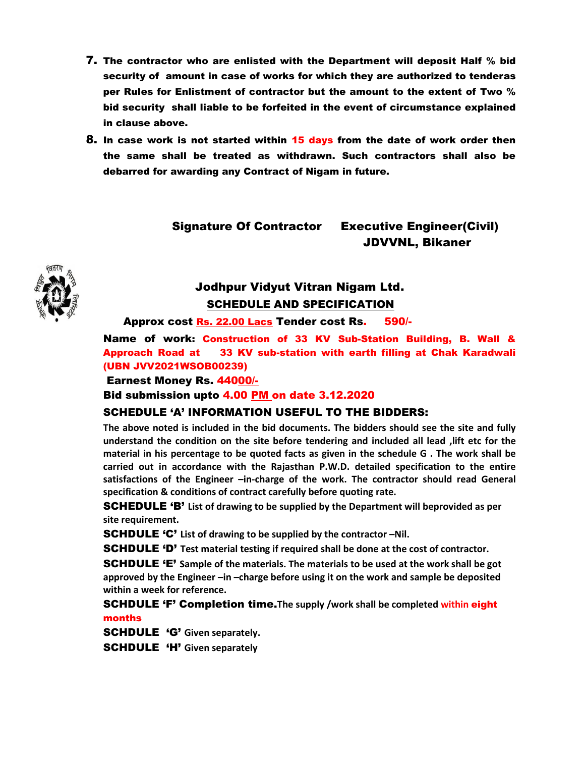7. **The contractor who are enlisted with the Department will deposit Half % bid security of amount in case of works for which they are authorized to tenderas per Rules for Enlistment of contractor but the amount to the extent of Two % bid security shall liable to be forfeited in the event of circumstance explained in clause above.**
8. **In case work is not started within 15 days from the date of work order then the same shall be treated as withdrawn. Such contractors shall also be debarred for awarding any Contract of Nigam in future.**

**Signature Of Contractor** **Executive Engineer(Civil)**
**JDVVNL, Bikaner**

## Jodhpur Vidyut Vitran Nigam Ltd.

## SCHEDULE AND SPECIFICATION

**Approx cost Rs. 22.00 Lacs Tender cost Rs. 590/-**

**Name of work: Construction of 33 KV Sub-Station Building, B. Wall & Approach Road at 33 KV sub-station with earth filling at Chak Karadwali (UBN JVV2021WSOB00239)**

**Earnest Money Rs. 44000/-**

**Bid submission upto 4.00 PM on date 3.12.2020**

### SCHEDULE 'A' INFORMATION USEFUL TO THE BIDDERS:

**The above noted is included in the bid documents. The bidders should see the site and fully understand the condition on the site before tendering and included all lead ,lift etc for the material in his percentage to be quoted facts as given in the schedule G . The work shall be carried out in accordance with the Rajasthan P.W.D. detailed specification to the entire satisfactions of the Engineer –in-charge of the work. The contractor should read General specification & conditions of contract carefully before quoting rate.**

**SCHEDULE 'B'** List of drawing to be supplied by the Department will beprovided as per site requirement.

**SCHDULE 'C'** List of drawing to be supplied by the contractor –Nil.

**SCHDULE 'D'** Test material testing if required shall be done at the cost of contractor.

**SCHDULE 'E'** Sample of the materials. The materials to be used at the work shall be got approved by the Engineer –in –charge before using it on the work and sample be deposited within a week for reference.

**SCHDULE 'F' Completion time.** The supply /work shall be completed **within eight months**

**SCHDULE 'G'** Given separately.

**SCHDULE 'H'** Given separately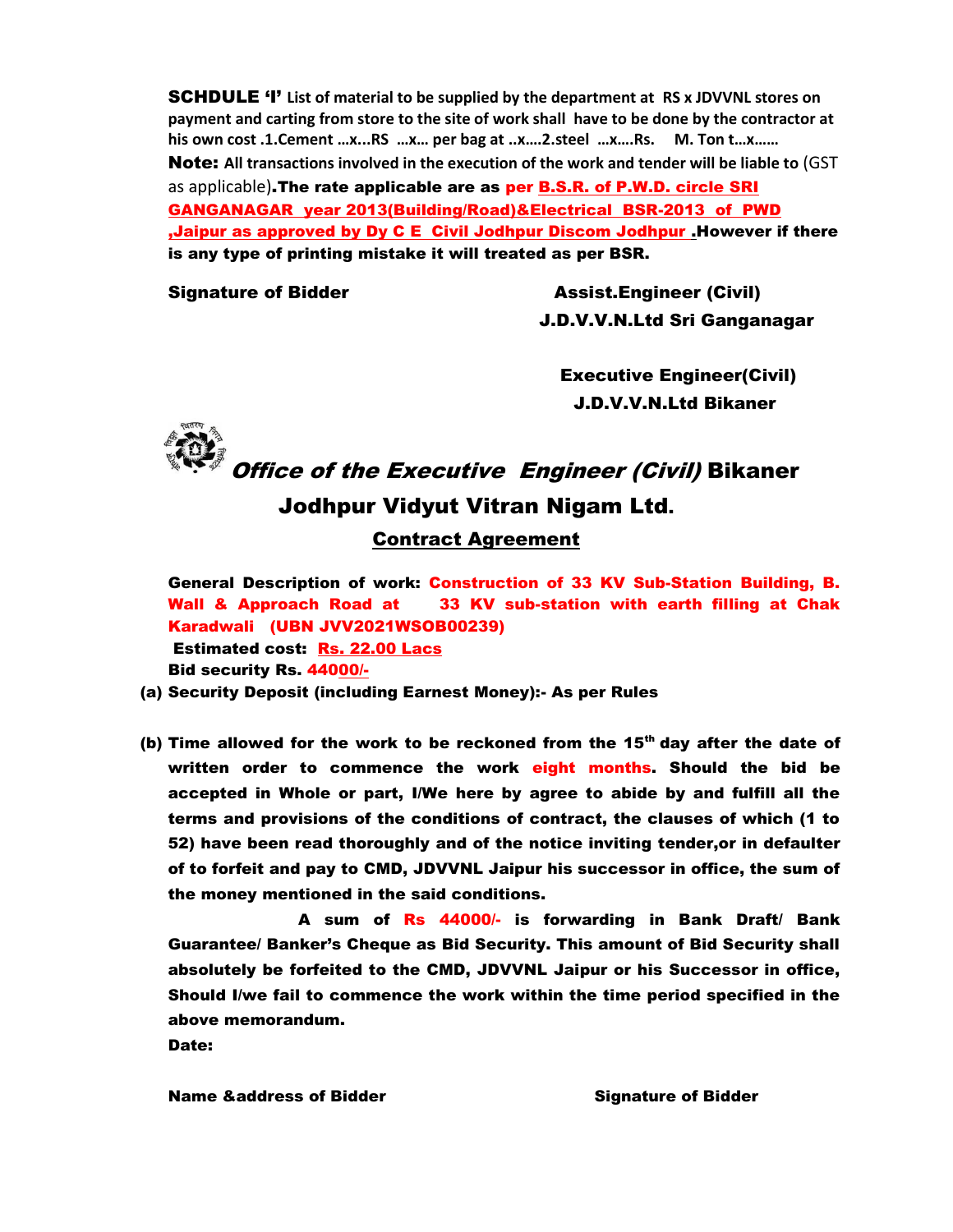**SCHDULE 'I'** List of material to be supplied by the department at RS x JDVVNL stores on payment and carting from store to the site of work shall have to be done by the contractor at his own cost .1.Cement …x...RS …x… per bag at ..x….2.steel …x….Rs. M. Ton t…x……

**Note:** All transactions involved in the execution of the work and tender will be liable to (GST as applicable).**The rate applicable are as per B.S.R. of P.W.D. circle SRI GANGANAGAR year 2013(Building/Road)&Electrical BSR-2013 of PWD ,Jaipur as approved by Dy C E Civil Jodhpur Discom Jodhpur .However if there is any type of printing mistake it will treated as per BSR.**

**Signature of Bidder**

**Assist.Engineer (Civil)**
**J.D.V.V.N.Ltd Sri Ganganagar**

**Executive Engineer(Civil)**
**J.D.V.V.N.Ltd Bikaner**

# *Office of the Executive Engineer (Civil)* Bikaner

## Jodhpur Vidyut Vitran Nigam Ltd.

### Contract Agreement

**General Description of work: Construction of 33 KV Sub-Station Building, B. Wall & Approach Road at 33 KV sub-station with earth filling at Chak Karadwali (UBN JVV2021WSOB00239)**

**Estimated cost: Rs. 22.00 Lacs**

**Bid security Rs. 44000/-**

**(a) Security Deposit (including Earnest Money):- As per Rules**

**(b) Time allowed for the work to be reckoned from the 15th day after the date of written order to commence the work eight months. Should the bid be accepted in Whole or part, I/We here by agree to abide by and fulfill all the terms and provisions of the conditions of contract, the clauses of which (1 to 52) have been read thoroughly and of the notice inviting tender,or in defaulter of to forfeit and pay to CMD, JDVVNL Jaipur his successor in office, the sum of the money mentioned in the said conditions.**

**A sum of Rs 44000/- is forwarding in Bank Draft/ Bank Guarantee/ Banker's Cheque as Bid Security. This amount of Bid Security shall absolutely be forfeited to the CMD, JDVVNL Jaipur or his Successor in office, Should I/we fail to commence the work within the time period specified in the above memorandum.**

**Date:**

**Name &address of Bidder**

**Signature of Bidder**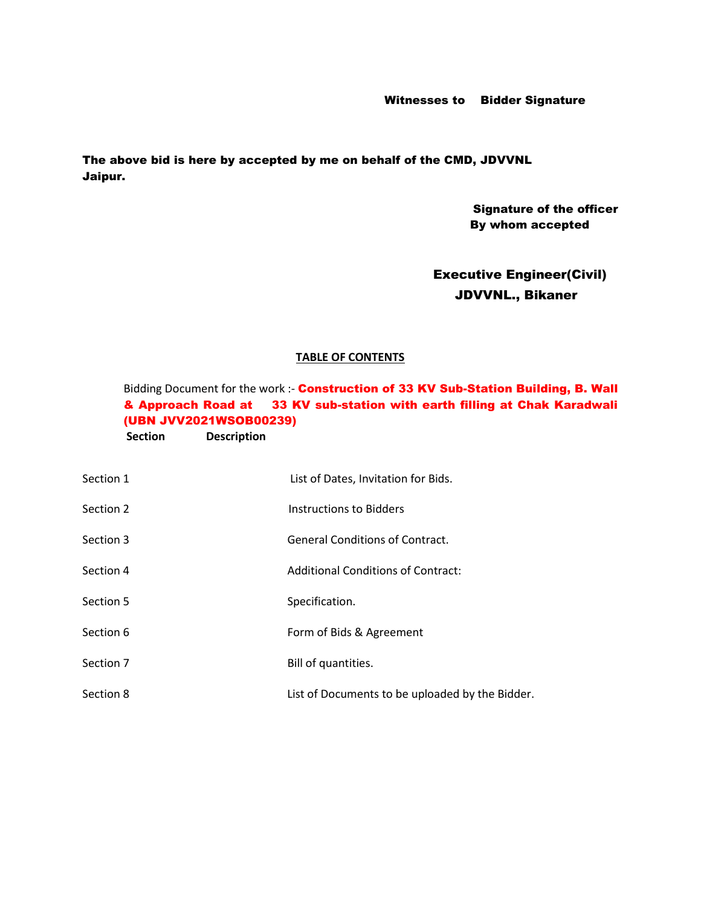**Witnesses to Bidder Signature**

**The above bid is here by accepted by me on behalf of the CMD, JDVVNL Jaipur.**

**Signature of the officer**
**By whom accepted**

**Executive Engineer(Civil)**
**JDVVNL., Bikaner**

## TABLE OF CONTENTS

Bidding Document for the work :- **Construction of 33 KV Sub-Station Building, B. Wall & Approach Road at 33 KV sub-station with earth filling at Chak Karadwali (UBN JVV2021WSOB00239)**

| **Section** | **Description** |
|---|---|
| Section 1 | List of Dates, Invitation for Bids. |
| Section 2 | Instructions to Bidders |
| Section 3 | General Conditions of Contract. |
| Section 4 | Additional Conditions of Contract: |
| Section 5 | Specification. |
| Section 6 | Form of Bids & Agreement |
| Section 7 | Bill of quantities. |
| Section 8 | List of Documents to be uploaded by the Bidder. |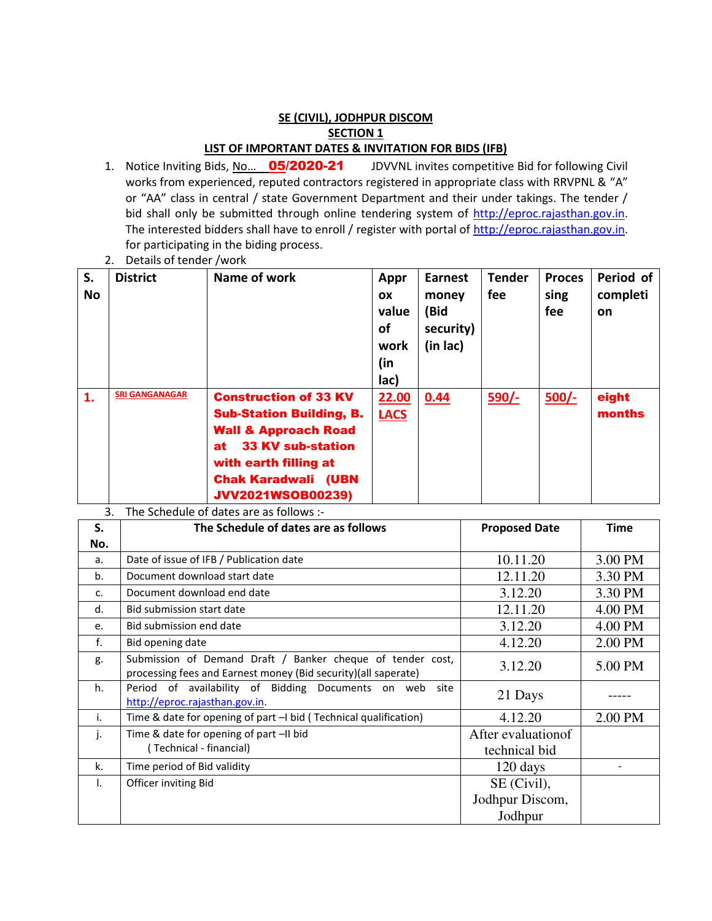**SE (CIVIL), JODHPUR DISCOM**

**SECTION 1**

**LIST OF IMPORTANT DATES & INVITATION FOR BIDS (IFB)**

1. Notice Inviting Bids, No… **05/2020-21** JDVVNL invites competitive Bid for following Civil works from experienced, reputed contractors registered in appropriate class with RRVPNL & "A" or "AA" class in central / state Government Department and their under takings. The tender / bid shall only be submitted through online tendering system of http://eproc.rajasthan.gov.in. The interested bidders shall have to enroll / register with portal of http://eproc.rajasthan.gov.in. for participating in the biding process.
2. Details of tender /work

| S. No | District | Name of work | Approx value of work (in lac) | Earnest money (Bid security) (in lac) | Tender fee | Processing fee | Period of completion |
|---|---|---|---|---|---|---|---|
| **1.** | SRI GANGANAGAR | **Construction of 33 KV Sub-Station Building, B. Wall & Approach Road at 33 KV sub-station with earth filling at Chak Karadwali (UBN JVV2021WSOB00239)** | 22.00 LACS | 0.44 | 590/- | 500/- | **eight months** |

3. The Schedule of dates are as follows :-

| S. No. | The Schedule of dates are as follows | Proposed Date | Time |
|---|---|---|---|
| a. | Date of issue of IFB / Publication date | 10.11.20 | 3.00 PM |
| b. | Document download start date | 12.11.20 | 3.30 PM |
| c. | Document download end date | 3.12.20 | 3.30 PM |
| d. | Bid submission start date | 12.11.20 | 4.00 PM |
| e. | Bid submission end date | 3.12.20 | 4.00 PM |
| f. | Bid opening date | 4.12.20 | 2.00 PM |
| g. | Submission of Demand Draft / Banker cheque of tender cost, processing fees and Earnest money (Bid security)(all saperate) | 3.12.20 | 5.00 PM |
| h. | Period of availability of Bidding Documents on web site http://eproc.rajasthan.gov.in. | 21 Days | ----- |
| i. | Time & date for opening of part –I bid ( Technical qualification) | 4.12.20 | 2.00 PM |
| j. | Time & date for opening of part –II bid ( Technical - financial) | After evaluationof technical bid | |
| k. | Time period of Bid validity | 120 days | - |
| l. | Officer inviting Bid | SE (Civil), Jodhpur Discom, Jodhpur | |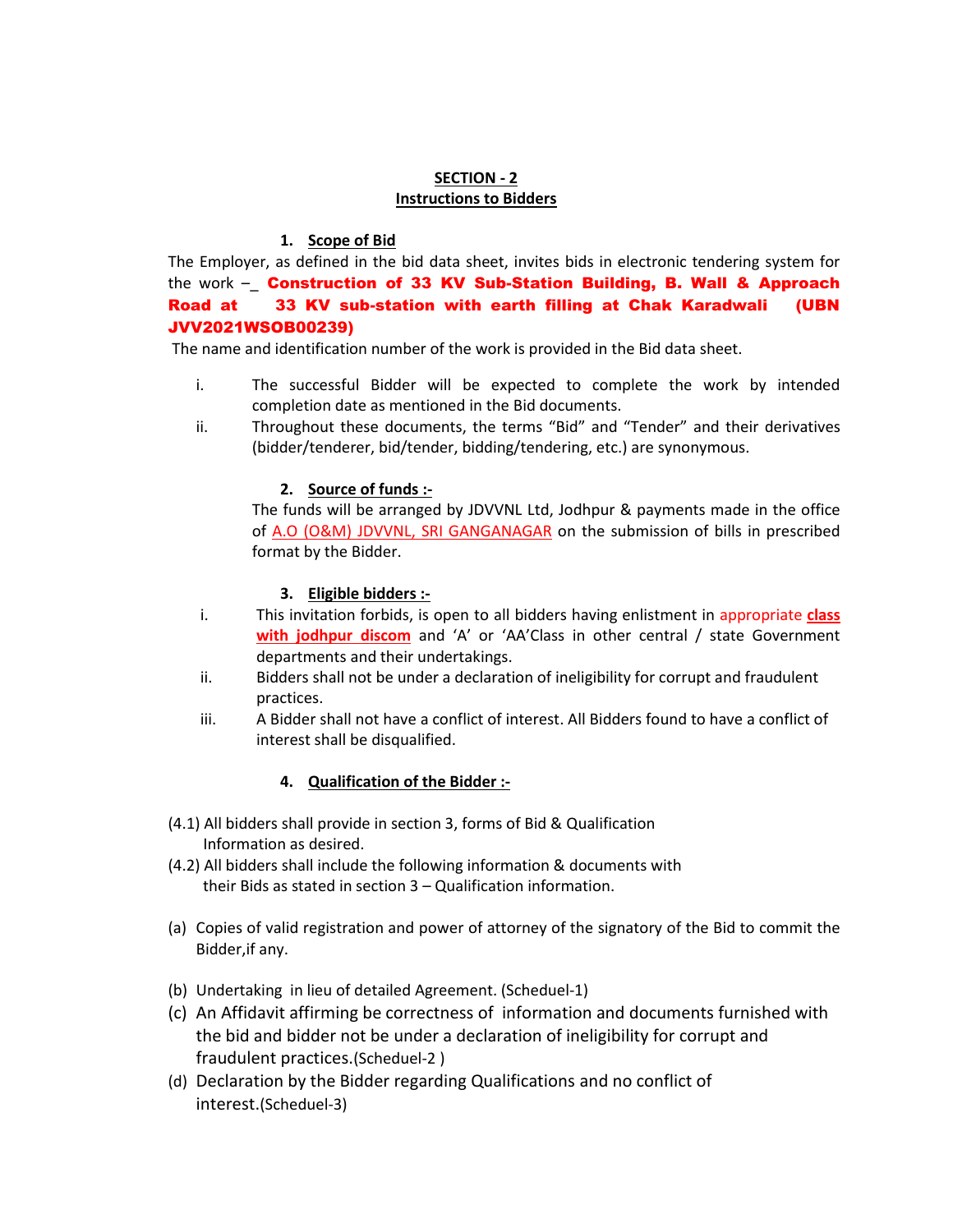## SECTION - 2
## Instructions to Bidders

### 1. Scope of Bid

The Employer, as defined in the bid data sheet, invites bids in electronic tendering system for the work –_ **Construction of 33 KV Sub-Station Building, B. Wall & Approach Road at 33 KV sub-station with earth filling at Chak Karadwali (UBN JVV2021WSOB00239)**

The name and identification number of the work is provided in the Bid data sheet.

i. The successful Bidder will be expected to complete the work by intended completion date as mentioned in the Bid documents.

ii. Throughout these documents, the terms "Bid" and "Tender" and their derivatives (bidder/tenderer, bid/tender, bidding/tendering, etc.) are synonymous.

### 2. Source of funds :-

The funds will be arranged by JDVVNL Ltd, Jodhpur & payments made in the office of A.O (O&M) JDVVNL, SRI GANGANAGAR on the submission of bills in prescribed format by the Bidder.

### 3. Eligible bidders :-

i. This invitation forbids, is open to all bidders having enlistment in appropriate **class with jodhpur discom** and 'A' or 'AA'Class in other central / state Government departments and their undertakings.

ii. Bidders shall not be under a declaration of ineligibility for corrupt and fraudulent practices.

iii. A Bidder shall not have a conflict of interest. All Bidders found to have a conflict of interest shall be disqualified.

### 4. Qualification of the Bidder :-

(4.1) All bidders shall provide in section 3, forms of Bid & Qualification Information as desired.

(4.2) All bidders shall include the following information & documents with their Bids as stated in section 3 – Qualification information.

(a) Copies of valid registration and power of attorney of the signatory of the Bid to commit the Bidder,if any.

(b) Undertaking in lieu of detailed Agreement. (Scheduel-1)

(c) An Affidavit affirming be correctness of information and documents furnished with the bid and bidder not be under a declaration of ineligibility for corrupt and fraudulent practices.(Scheduel-2 )

(d) Declaration by the Bidder regarding Qualifications and no conflict of interest.(Scheduel-3)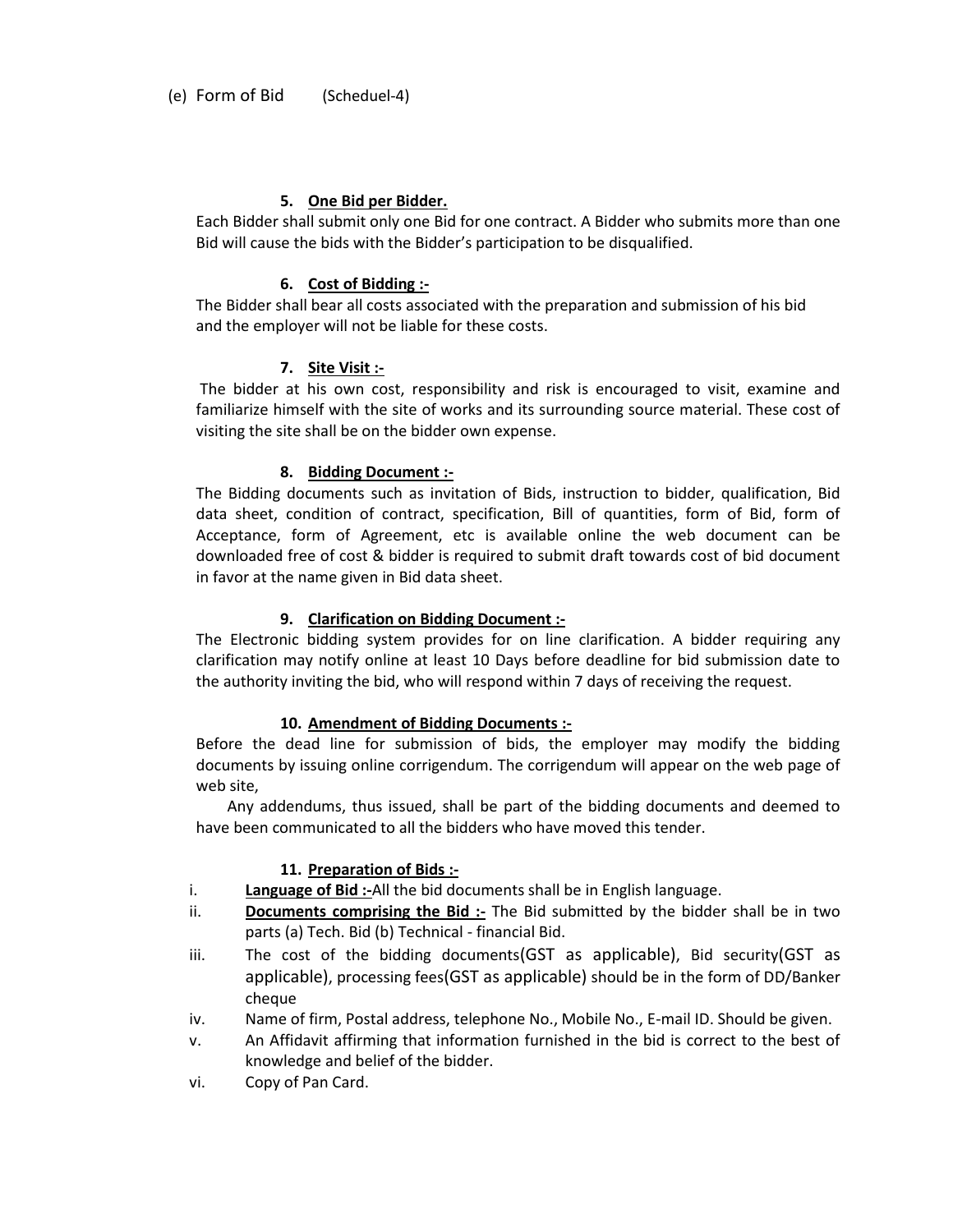(e) Form of Bid (Scheduel-4)

### 5. One Bid per Bidder.

Each Bidder shall submit only one Bid for one contract. A Bidder who submits more than one Bid will cause the bids with the Bidder's participation to be disqualified.

### 6. Cost of Bidding :-

The Bidder shall bear all costs associated with the preparation and submission of his bid and the employer will not be liable for these costs.

### 7. Site Visit :-

The bidder at his own cost, responsibility and risk is encouraged to visit, examine and familiarize himself with the site of works and its surrounding source material. These cost of visiting the site shall be on the bidder own expense.

### 8. Bidding Document :-

The Bidding documents such as invitation of Bids, instruction to bidder, qualification, Bid data sheet, condition of contract, specification, Bill of quantities, form of Bid, form of Acceptance, form of Agreement, etc is available online the web document can be downloaded free of cost & bidder is required to submit draft towards cost of bid document in favor at the name given in Bid data sheet.

### 9. Clarification on Bidding Document :-

The Electronic bidding system provides for on line clarification. A bidder requiring any clarification may notify online at least 10 Days before deadline for bid submission date to the authority inviting the bid, who will respond within 7 days of receiving the request.

### 10. Amendment of Bidding Documents :-

Before the dead line for submission of bids, the employer may modify the bidding documents by issuing online corrigendum. The corrigendum will appear on the web page of web site,

Any addendums, thus issued, shall be part of the bidding documents and deemed to have been communicated to all the bidders who have moved this tender.

### 11. Preparation of Bids :-

i. **Language of Bid :-**All the bid documents shall be in English language.

ii. **Documents comprising the Bid :-** The Bid submitted by the bidder shall be in two parts (a) Tech. Bid (b) Technical - financial Bid.

iii. The cost of the bidding documents(GST as applicable), Bid security(GST as applicable), processing fees(GST as applicable) should be in the form of DD/Banker cheque

iv. Name of firm, Postal address, telephone No., Mobile No., E-mail ID. Should be given.

v. An Affidavit affirming that information furnished in the bid is correct to the best of knowledge and belief of the bidder.

vi. Copy of Pan Card.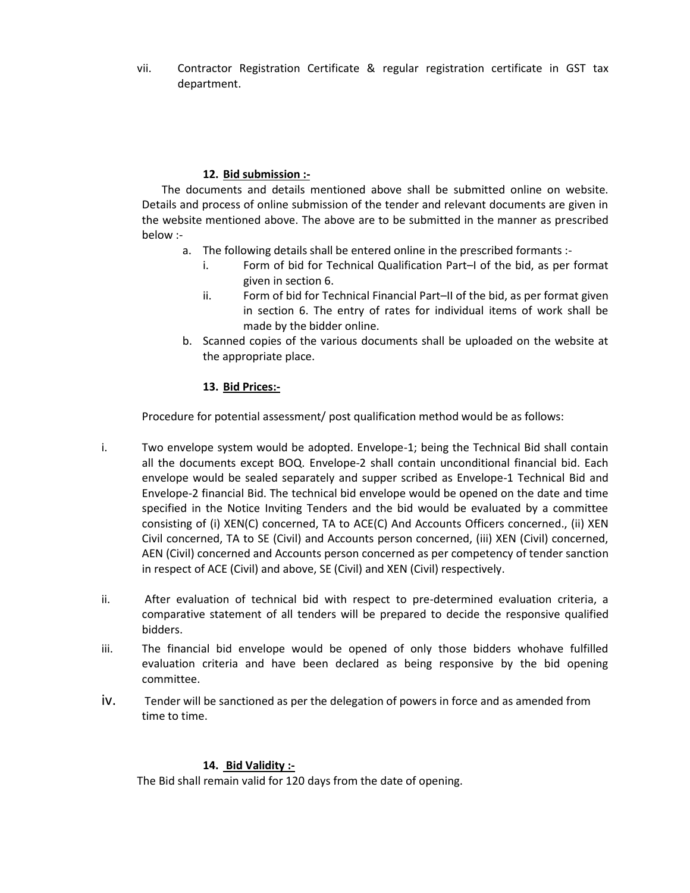vii. Contractor Registration Certificate & regular registration certificate in GST tax department.

### 12. Bid submission :-

The documents and details mentioned above shall be submitted online on website. Details and process of online submission of the tender and relevant documents are given in the website mentioned above. The above are to be submitted in the manner as prescribed below :-

a. The following details shall be entered online in the prescribed formants :-
   i. Form of bid for Technical Qualification Part–I of the bid, as per format given in section 6.
   ii. Form of bid for Technical Financial Part–II of the bid, as per format given in section 6. The entry of rates for individual items of work shall be made by the bidder online.
b. Scanned copies of the various documents shall be uploaded on the website at the appropriate place.

### 13. Bid Prices:-

Procedure for potential assessment/ post qualification method would be as follows:

i. Two envelope system would be adopted. Envelope-1; being the Technical Bid shall contain all the documents except BOQ. Envelope-2 shall contain unconditional financial bid. Each envelope would be sealed separately and supper scribed as Envelope-1 Technical Bid and Envelope-2 financial Bid. The technical bid envelope would be opened on the date and time specified in the Notice Inviting Tenders and the bid would be evaluated by a committee consisting of (i) XEN(C) concerned, TA to ACE(C) And Accounts Officers concerned., (ii) XEN Civil concerned, TA to SE (Civil) and Accounts person concerned, (iii) XEN (Civil) concerned, AEN (Civil) concerned and Accounts person concerned as per competency of tender sanction in respect of ACE (Civil) and above, SE (Civil) and XEN (Civil) respectively.

ii. After evaluation of technical bid with respect to pre-determined evaluation criteria, a comparative statement of all tenders will be prepared to decide the responsive qualified bidders.

iii. The financial bid envelope would be opened of only those bidders whohave fulfilled evaluation criteria and have been declared as being responsive by the bid opening committee.

iv. Tender will be sanctioned as per the delegation of powers in force and as amended from time to time.

### 14. Bid Validity :-

The Bid shall remain valid for 120 days from the date of opening.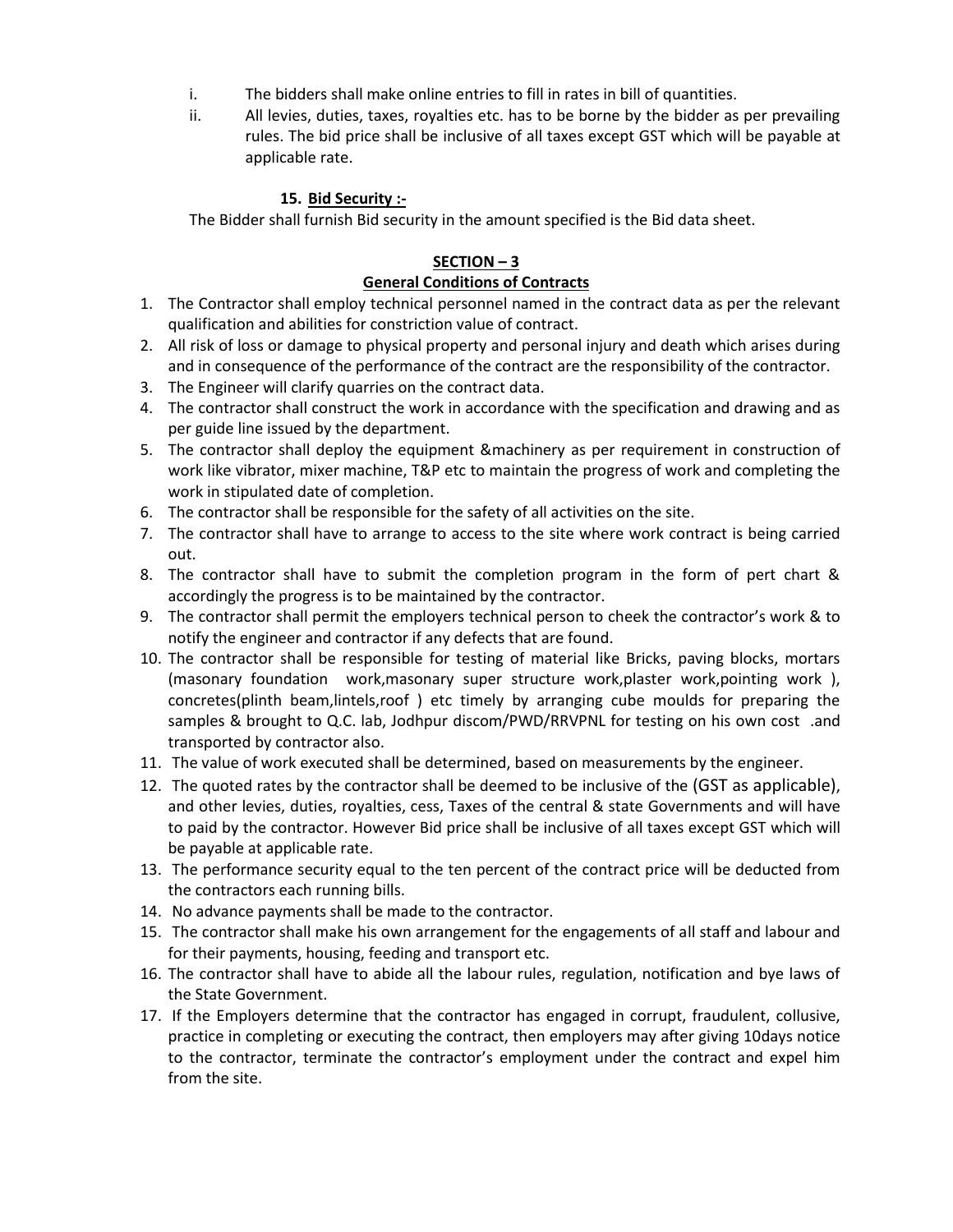i. The bidders shall make online entries to fill in rates in bill of quantities.

ii. All levies, duties, taxes, royalties etc. has to be borne by the bidder as per prevailing rules. The bid price shall be inclusive of all taxes except GST which will be payable at applicable rate.

**15. Bid Security :-**

The Bidder shall furnish Bid security in the amount specified is the Bid data sheet.

## SECTION – 3

## General Conditions of Contracts

1. The Contractor shall employ technical personnel named in the contract data as per the relevant qualification and abilities for constriction value of contract.
2. All risk of loss or damage to physical property and personal injury and death which arises during and in consequence of the performance of the contract are the responsibility of the contractor.
3. The Engineer will clarify quarries on the contract data.
4. The contractor shall construct the work in accordance with the specification and drawing and as per guide line issued by the department.
5. The contractor shall deploy the equipment &machinery as per requirement in construction of work like vibrator, mixer machine, T&P etc to maintain the progress of work and completing the work in stipulated date of completion.
6. The contractor shall be responsible for the safety of all activities on the site.
7. The contractor shall have to arrange to access to the site where work contract is being carried out.
8. The contractor shall have to submit the completion program in the form of pert chart & accordingly the progress is to be maintained by the contractor.
9. The contractor shall permit the employers technical person to cheek the contractor's work & to notify the engineer and contractor if any defects that are found.
10. The contractor shall be responsible for testing of material like Bricks, paving blocks, mortars (masonary foundation work,masonary super structure work,plaster work,pointing work ), concretes(plinth beam,lintels,roof ) etc timely by arranging cube moulds for preparing the samples & brought to Q.C. lab, Jodhpur discom/PWD/RRVPNL for testing on his own cost .and transported by contractor also.
11. The value of work executed shall be determined, based on measurements by the engineer.
12. The quoted rates by the contractor shall be deemed to be inclusive of the (GST as applicable), and other levies, duties, royalties, cess, Taxes of the central & state Governments and will have to paid by the contractor. However Bid price shall be inclusive of all taxes except GST which will be payable at applicable rate.
13. The performance security equal to the ten percent of the contract price will be deducted from the contractors each running bills.
14. No advance payments shall be made to the contractor.
15. The contractor shall make his own arrangement for the engagements of all staff and labour and for their payments, housing, feeding and transport etc.
16. The contractor shall have to abide all the labour rules, regulation, notification and bye laws of the State Government.
17. If the Employers determine that the contractor has engaged in corrupt, fraudulent, collusive, practice in completing or executing the contract, then employers may after giving 10days notice to the contractor, terminate the contractor's employment under the contract and expel him from the site.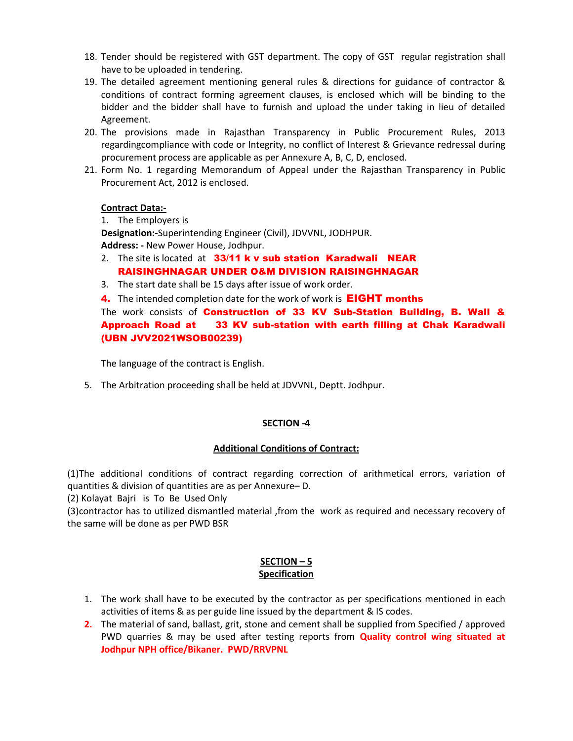18. Tender should be registered with GST department. The copy of GST regular registration shall have to be uploaded in tendering.
19. The detailed agreement mentioning general rules & directions for guidance of contractor & conditions of contract forming agreement clauses, is enclosed which will be binding to the bidder and the bidder shall have to furnish and upload the under taking in lieu of detailed Agreement.
20. The provisions made in Rajasthan Transparency in Public Procurement Rules, 2013 regardingcompliance with code or Integrity, no conflict of Interest & Grievance redressal during procurement process are applicable as per Annexure A, B, C, D, enclosed.
21. Form No. 1 regarding Memorandum of Appeal under the Rajasthan Transparency in Public Procurement Act, 2012 is enclosed.

**Contract Data:-**

1. The Employers is

**Designation:-**Superintending Engineer (Civil), JDVVNL, JODHPUR.

**Address: -** New Power House, Jodhpur.

2. The site is located at **33/11 k v sub station Karadwali NEAR RAISINGHNAGAR UNDER O&M DIVISION RAISINGHNAGAR**
3. The start date shall be 15 days after issue of work order.
4. The intended completion date for the work of work is **EIGHT months**

The work consists of **Construction of 33 KV Sub-Station Building, B. Wall & Approach Road at 33 KV sub-station with earth filling at Chak Karadwali (UBN JVV2021WSOB00239)**

The language of the contract is English.

5. The Arbitration proceeding shall be held at JDVVNL, Deptt. Jodhpur.

## SECTION -4

### Additional Conditions of Contract:

(1)The additional conditions of contract regarding correction of arithmetical errors, variation of quantities & division of quantities are as per Annexure– D.

(2) Kolayat Bajri is To Be Used Only

(3)contractor has to utilized dismantled material ,from the work as required and necessary recovery of the same will be done as per PWD BSR

## SECTION – 5

### Specification

1. The work shall have to be executed by the contractor as per specifications mentioned in each activities of items & as per guide line issued by the department & IS codes.
2. The material of sand, ballast, grit, stone and cement shall be supplied from Specified / approved PWD quarries & may be used after testing reports from **Quality control wing situated at Jodhpur NPH office/Bikaner. PWD/RRVPNL**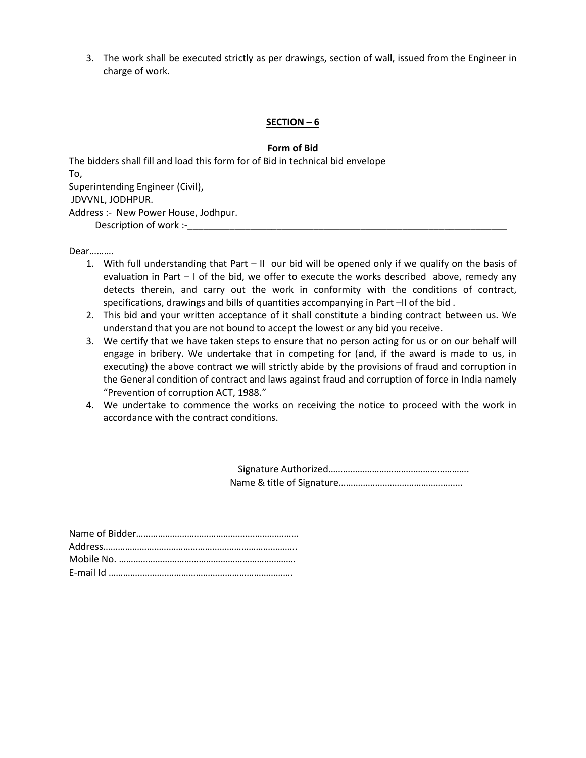3. The work shall be executed strictly as per drawings, section of wall, issued from the Engineer in charge of work.

## SECTION – 6

### Form of Bid

The bidders shall fill and load this form for of Bid in technical bid envelope

To,

Superintending Engineer (Civil),

JDVVNL, JODHPUR.

Address :- New Power House, Jodhpur.

Description of work :-_________________________________________________________________

Dear……….

1. With full understanding that Part – II our bid will be opened only if we qualify on the basis of evaluation in Part – I of the bid, we offer to execute the works described above, remedy any detects therein, and carry out the work in conformity with the conditions of contract, specifications, drawings and bills of quantities accompanying in Part –II of the bid .
2. This bid and your written acceptance of it shall constitute a binding contract between us. We understand that you are not bound to accept the lowest or any bid you receive.
3. We certify that we have taken steps to ensure that no person acting for us or on our behalf will engage in bribery. We undertake that in competing for (and, if the award is made to us, in executing) the above contract we will strictly abide by the provisions of fraud and corruption in the General condition of contract and laws against fraud and corruption of force in India namely "Prevention of corruption ACT, 1988."
4. We undertake to commence the works on receiving the notice to proceed with the work in accordance with the contract conditions.

Signature Authorized………………………………………………….

Name & title of Signature…………………………………………..

Name of Bidder…………………………………………………………

Address……………………………………………………………………..

Mobile No. ……………………………………………………………….

E-mail Id ………………………………………………………………….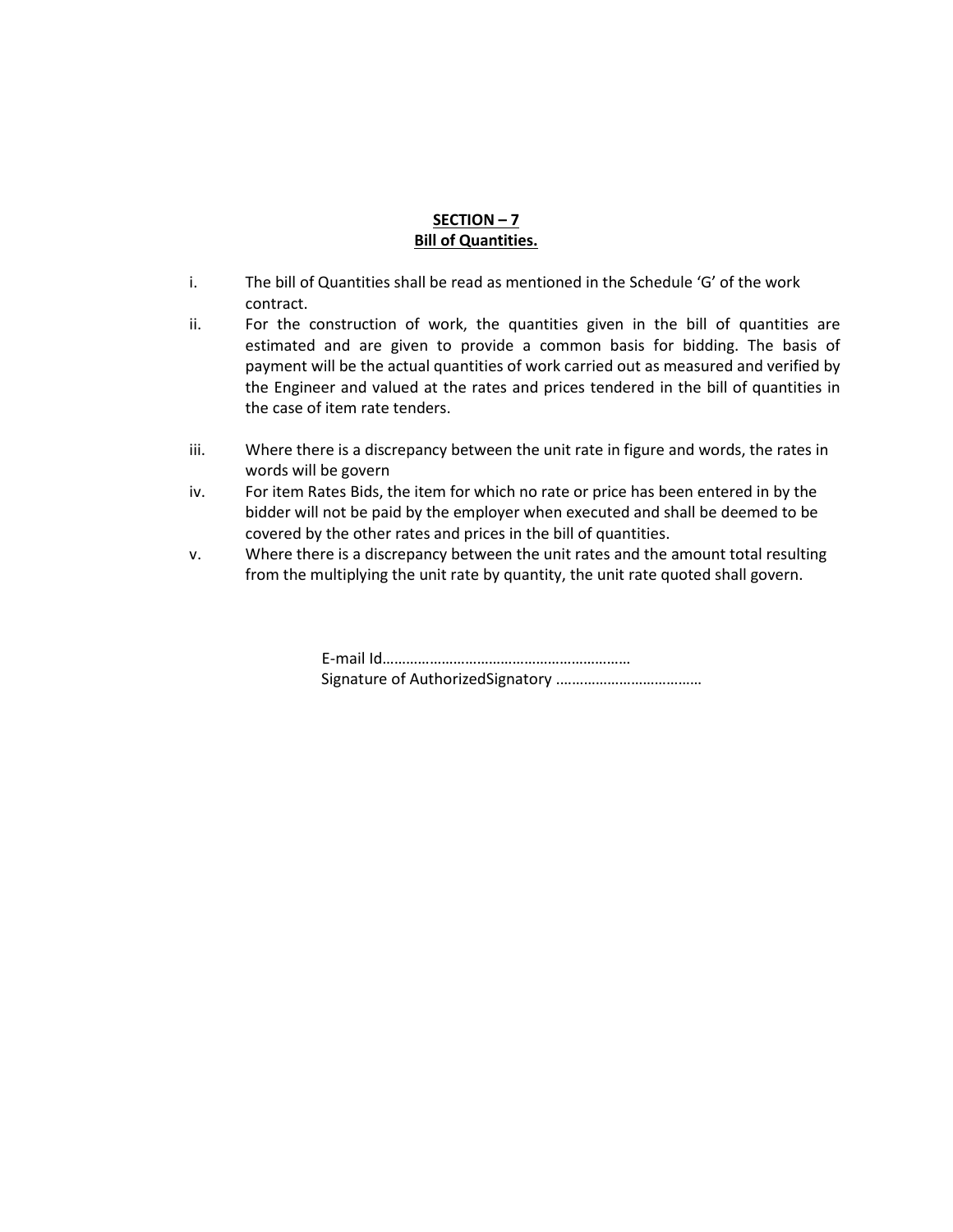## SECTION – 7
## Bill of Quantities.

i. The bill of Quantities shall be read as mentioned in the Schedule 'G' of the work contract.

ii. For the construction of work, the quantities given in the bill of quantities are estimated and are given to provide a common basis for bidding. The basis of payment will be the actual quantities of work carried out as measured and verified by the Engineer and valued at the rates and prices tendered in the bill of quantities in the case of item rate tenders.

iii. Where there is a discrepancy between the unit rate in figure and words, the rates in words will be govern

iv. For item Rates Bids, the item for which no rate or price has been entered in by the bidder will not be paid by the employer when executed and shall be deemed to be covered by the other rates and prices in the bill of quantities.

v. Where there is a discrepancy between the unit rates and the amount total resulting from the multiplying the unit rate by quantity, the unit rate quoted shall govern.

E-mail Id………………………………………………………

Signature of AuthorizedSignatory ………………………………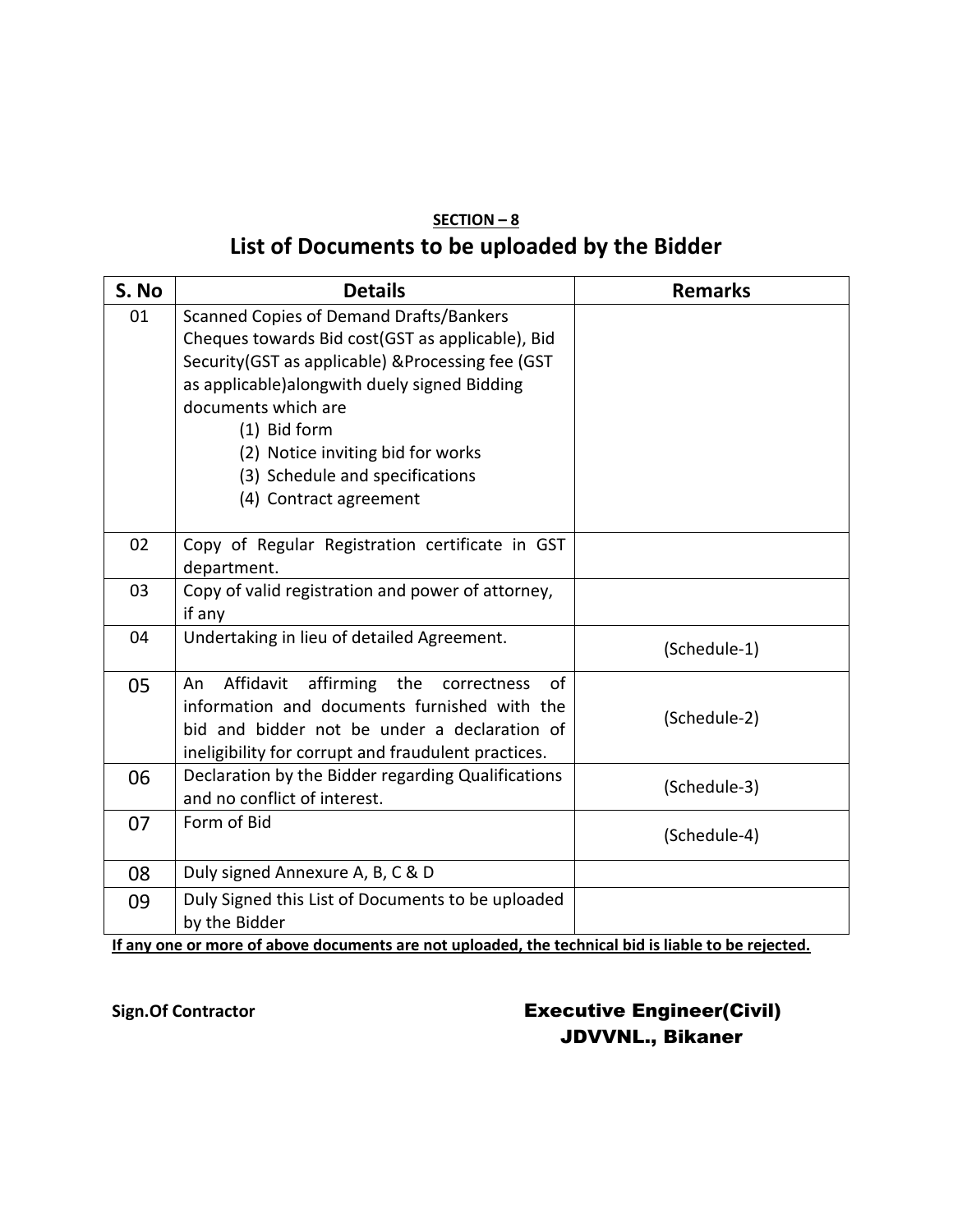**SECTION – 8**

## List of Documents to be uploaded by the Bidder

| S. No | Details | Remarks |
|---|---|---|
| 01 | Scanned Copies of Demand Drafts/Bankers Cheques towards Bid cost(GST as applicable), Bid Security(GST as applicable) &Processing fee (GST as applicable)alongwith duely signed Bidding documents which are<br>(1) Bid form<br>(2) Notice inviting bid for works<br>(3) Schedule and specifications<br>(4) Contract agreement | |
| 02 | Copy of Regular Registration certificate in GST department. | |
| 03 | Copy of valid registration and power of attorney, if any | |
| 04 | Undertaking in lieu of detailed Agreement. | (Schedule-1) |
| 05 | An Affidavit affirming the correctness of information and documents furnished with the bid and bidder not be under a declaration of ineligibility for corrupt and fraudulent practices. | (Schedule-2) |
| 06 | Declaration by the Bidder regarding Qualifications and no conflict of interest. | (Schedule-3) |
| 07 | Form of Bid | (Schedule-4) |
| 08 | Duly signed Annexure A, B, C & D | |
| 09 | Duly Signed this List of Documents to be uploaded by the Bidder | |

**If any one or more of above documents are not uploaded, the technical bid is liable to be rejected.**

**Sign.Of Contractor**

**Executive Engineer(Civil)**
**JDVVNL., Bikaner**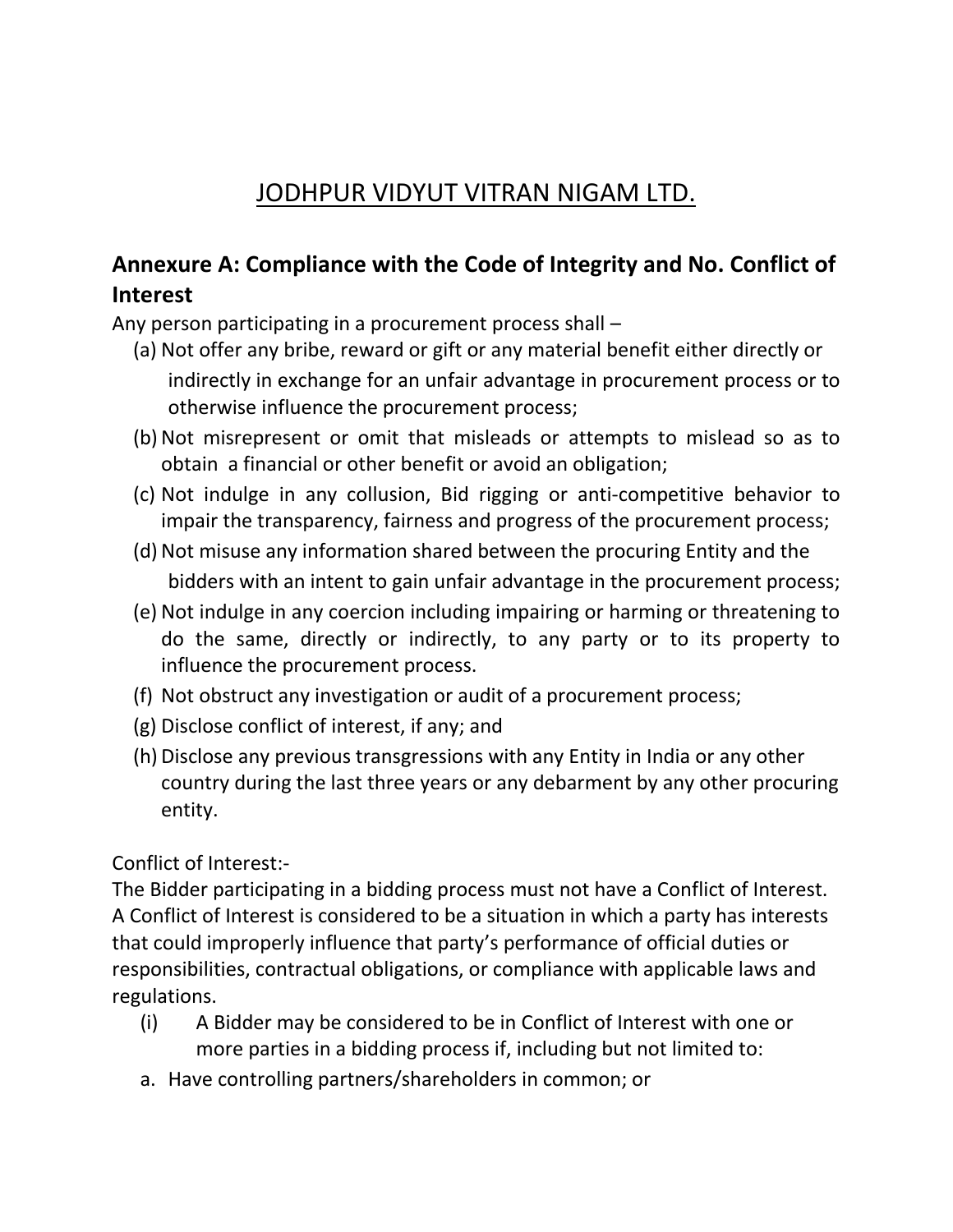# JODHPUR VIDYUT VITRAN NIGAM LTD.

## Annexure A: Compliance with the Code of Integrity and No. Conflict of Interest

Any person participating in a procurement process shall –

(a) Not offer any bribe, reward or gift or any material benefit either directly or indirectly in exchange for an unfair advantage in procurement process or to otherwise influence the procurement process;

(b) Not misrepresent or omit that misleads or attempts to mislead so as to obtain a financial or other benefit or avoid an obligation;

(c) Not indulge in any collusion, Bid rigging or anti-competitive behavior to impair the transparency, fairness and progress of the procurement process;

(d) Not misuse any information shared between the procuring Entity and the bidders with an intent to gain unfair advantage in the procurement process;

(e) Not indulge in any coercion including impairing or harming or threatening to do the same, directly or indirectly, to any party or to its property to influence the procurement process.

(f) Not obstruct any investigation or audit of a procurement process;

(g) Disclose conflict of interest, if any; and

(h) Disclose any previous transgressions with any Entity in India or any other country during the last three years or any debarment by any other procuring entity.

Conflict of Interest:-

The Bidder participating in a bidding process must not have a Conflict of Interest. A Conflict of Interest is considered to be a situation in which a party has interests that could improperly influence that party's performance of official duties or responsibilities, contractual obligations, or compliance with applicable laws and regulations.

(i) A Bidder may be considered to be in Conflict of Interest with one or more parties in a bidding process if, including but not limited to:

a. Have controlling partners/shareholders in common; or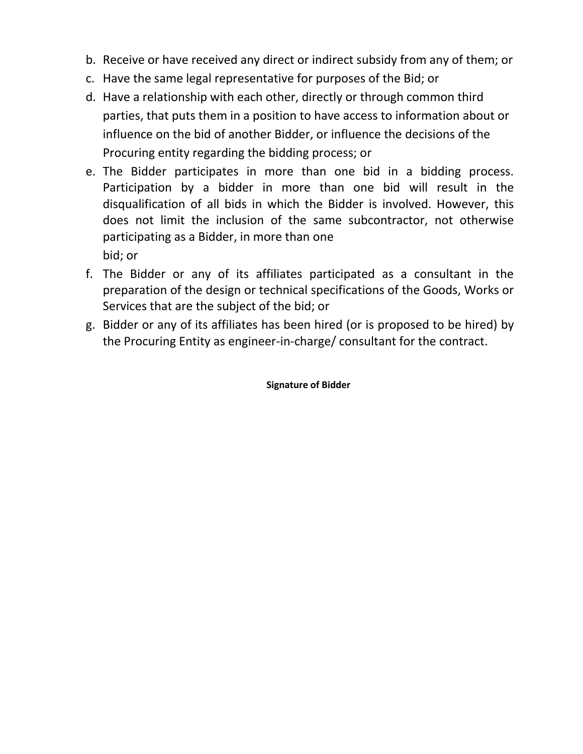b. Receive or have received any direct or indirect subsidy from any of them; or
c. Have the same legal representative for purposes of the Bid; or
d. Have a relationship with each other, directly or through common third parties, that puts them in a position to have access to information about or influence on the bid of another Bidder, or influence the decisions of the Procuring entity regarding the bidding process; or
e. The Bidder participates in more than one bid in a bidding process. Participation by a bidder in more than one bid will result in the disqualification of all bids in which the Bidder is involved. However, this does not limit the inclusion of the same subcontractor, not otherwise participating as a Bidder, in more than one bid; or
f. The Bidder or any of its affiliates participated as a consultant in the preparation of the design or technical specifications of the Goods, Works or Services that are the subject of the bid; or
g. Bidder or any of its affiliates has been hired (or is proposed to be hired) by the Procuring Entity as engineer-in-charge/ consultant for the contract.

**Signature of Bidder**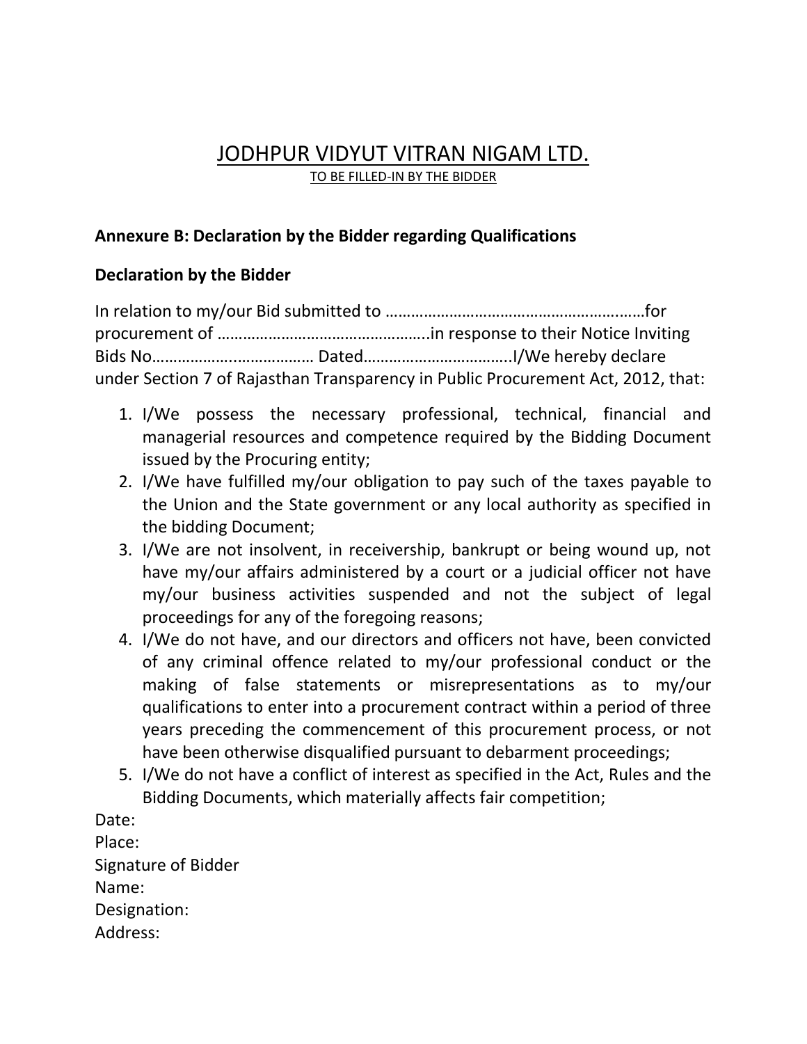# JODHPUR VIDYUT VITRAN NIGAM LTD.

TO BE FILLED-IN BY THE BIDDER

**Annexure B: Declaration by the Bidder regarding Qualifications**

**Declaration by the Bidder**

In relation to my/our Bid submitted to ……………………………………………………for procurement of …………………………………………..in response to their Notice Inviting Bids No………………..……………… Dated……………………………..I/We hereby declare under Section 7 of Rajasthan Transparency in Public Procurement Act, 2012, that:

1. I/We possess the necessary professional, technical, financial and managerial resources and competence required by the Bidding Document issued by the Procuring entity;
2. I/We have fulfilled my/our obligation to pay such of the taxes payable to the Union and the State government or any local authority as specified in the bidding Document;
3. I/We are not insolvent, in receivership, bankrupt or being wound up, not have my/our affairs administered by a court or a judicial officer not have my/our business activities suspended and not the subject of legal proceedings for any of the foregoing reasons;
4. I/We do not have, and our directors and officers not have, been convicted of any criminal offence related to my/our professional conduct or the making of false statements or misrepresentations as to my/our qualifications to enter into a procurement contract within a period of three years preceding the commencement of this procurement process, or not have been otherwise disqualified pursuant to debarment proceedings;
5. I/We do not have a conflict of interest as specified in the Act, Rules and the Bidding Documents, which materially affects fair competition;

Date:
Place:
Signature of Bidder
Name:
Designation:
Address: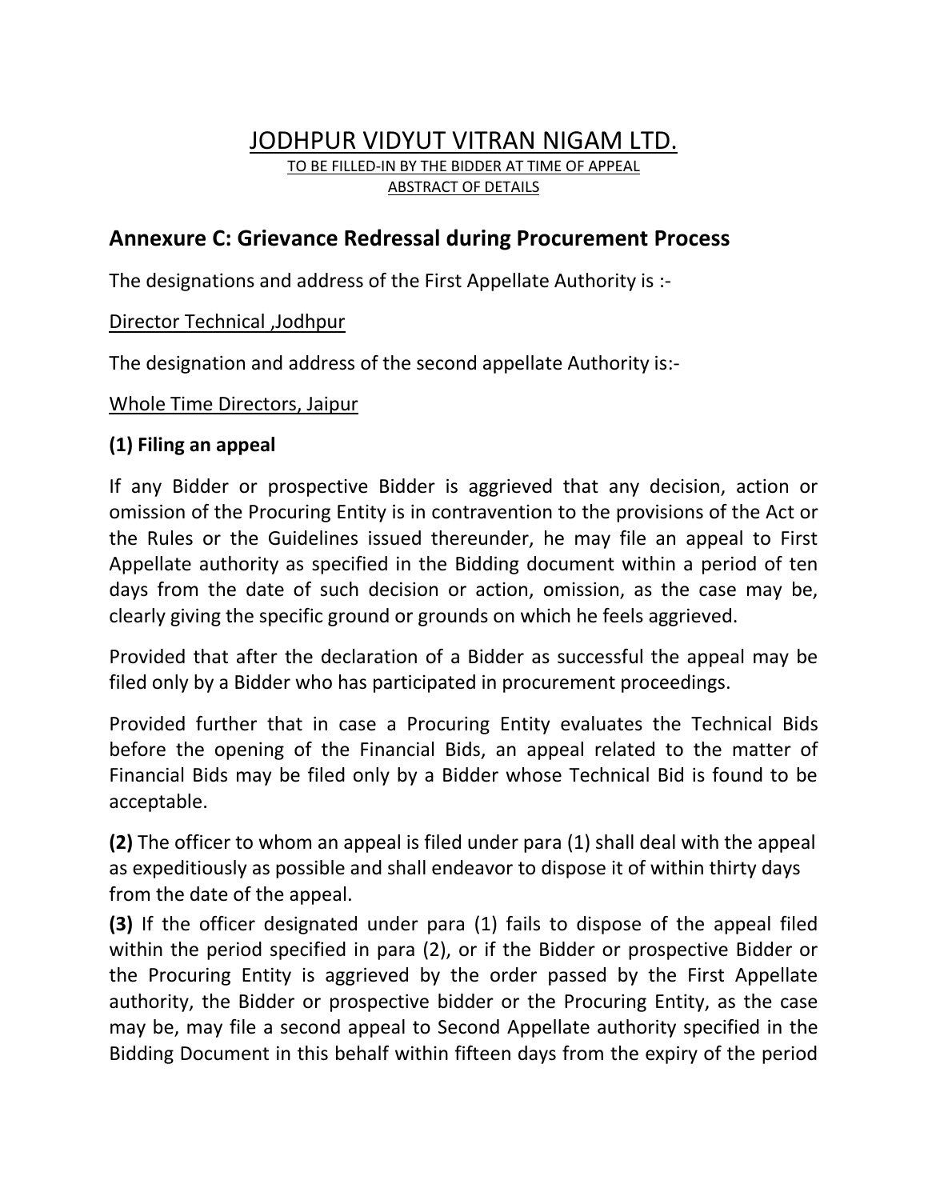# JODHPUR VIDYUT VITRAN NIGAM LTD.

TO BE FILLED-IN BY THE BIDDER AT TIME OF APPEAL

ABSTRACT OF DETAILS

## Annexure C: Grievance Redressal during Procurement Process

The designations and address of the First Appellate Authority is :-

Director Technical ,Jodhpur

The designation and address of the second appellate Authority is:-

Whole Time Directors, Jaipur

### (1) Filing an appeal

If any Bidder or prospective Bidder is aggrieved that any decision, action or omission of the Procuring Entity is in contravention to the provisions of the Act or the Rules or the Guidelines issued thereunder, he may file an appeal to First Appellate authority as specified in the Bidding document within a period of ten days from the date of such decision or action, omission, as the case may be, clearly giving the specific ground or grounds on which he feels aggrieved.

Provided that after the declaration of a Bidder as successful the appeal may be filed only by a Bidder who has participated in procurement proceedings.

Provided further that in case a Procuring Entity evaluates the Technical Bids before the opening of the Financial Bids, an appeal related to the matter of Financial Bids may be filed only by a Bidder whose Technical Bid is found to be acceptable.

**(2)** The officer to whom an appeal is filed under para (1) shall deal with the appeal as expeditiously as possible and shall endeavor to dispose it of within thirty days from the date of the appeal.

**(3)** If the officer designated under para (1) fails to dispose of the appeal filed within the period specified in para (2), or if the Bidder or prospective Bidder or the Procuring Entity is aggrieved by the order passed by the First Appellate authority, the Bidder or prospective bidder or the Procuring Entity, as the case may be, may file a second appeal to Second Appellate authority specified in the Bidding Document in this behalf within fifteen days from the expiry of the period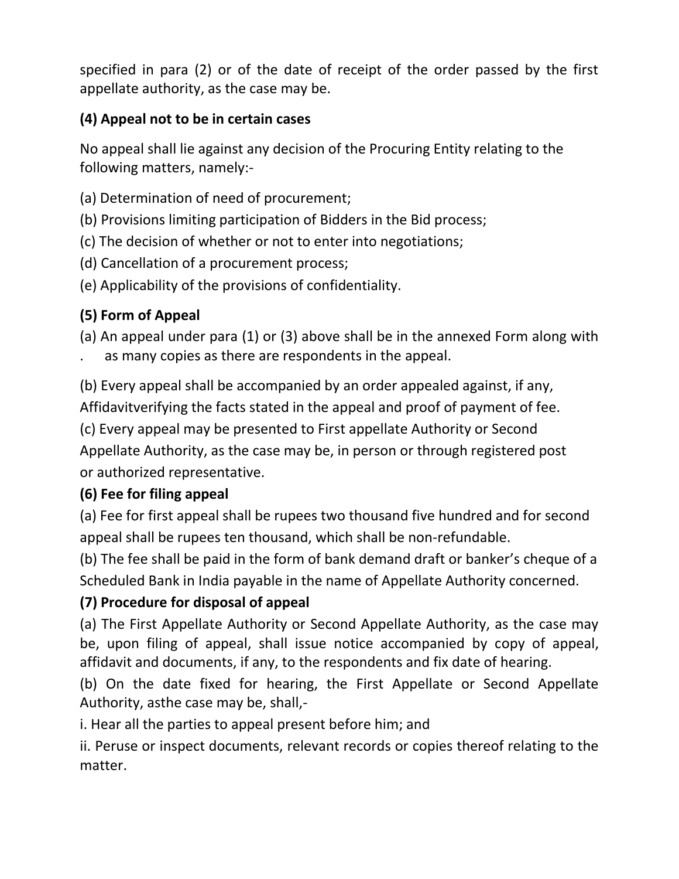specified in para (2) or of the date of receipt of the order passed by the first appellate authority, as the case may be.

**(4) Appeal not to be in certain cases**

No appeal shall lie against any decision of the Procuring Entity relating to the following matters, namely:-

(a) Determination of need of procurement;

(b) Provisions limiting participation of Bidders in the Bid process;

(c) The decision of whether or not to enter into negotiations;

(d) Cancellation of a procurement process;

(e) Applicability of the provisions of confidentiality.

**(5) Form of Appeal**

(a) An appeal under para (1) or (3) above shall be in the annexed Form along with as many copies as there are respondents in the appeal.

(b) Every appeal shall be accompanied by an order appealed against, if any, Affidavitverifying the facts stated in the appeal and proof of payment of fee.

(c) Every appeal may be presented to First appellate Authority or Second Appellate Authority, as the case may be, in person or through registered post or authorized representative.

**(6) Fee for filing appeal**

(a) Fee for first appeal shall be rupees two thousand five hundred and for second appeal shall be rupees ten thousand, which shall be non-refundable.

(b) The fee shall be paid in the form of bank demand draft or banker's cheque of a Scheduled Bank in India payable in the name of Appellate Authority concerned.

**(7) Procedure for disposal of appeal**

(a) The First Appellate Authority or Second Appellate Authority, as the case may be, upon filing of appeal, shall issue notice accompanied by copy of appeal, affidavit and documents, if any, to the respondents and fix date of hearing.

(b) On the date fixed for hearing, the First Appellate or Second Appellate Authority, asthe case may be, shall,-

i. Hear all the parties to appeal present before him; and

ii. Peruse or inspect documents, relevant records or copies thereof relating to the matter.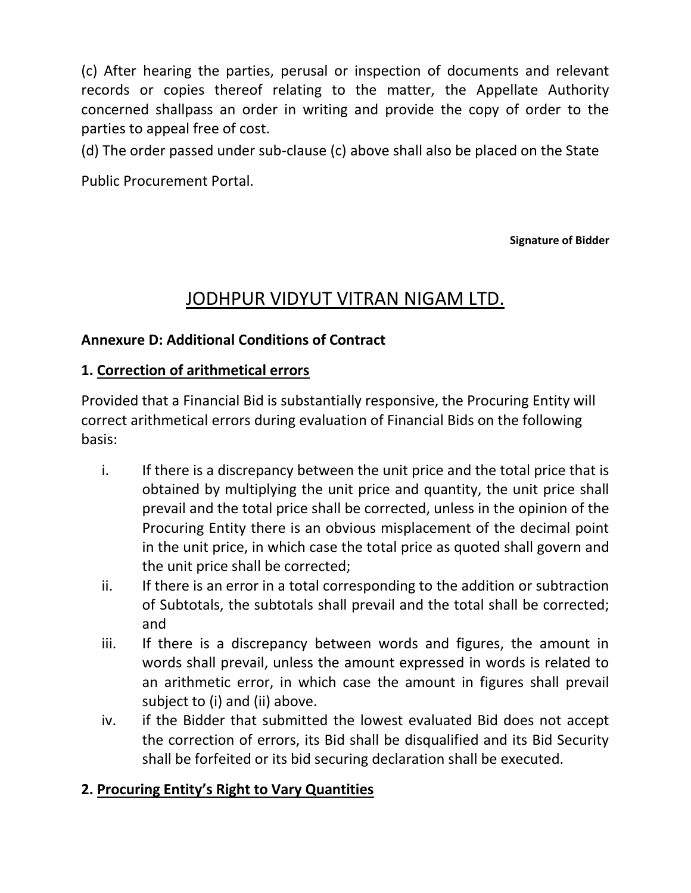(c) After hearing the parties, perusal or inspection of documents and relevant records or copies thereof relating to the matter, the Appellate Authority concerned shallpass an order in writing and provide the copy of order to the parties to appeal free of cost.

(d) The order passed under sub-clause (c) above shall also be placed on the State

Public Procurement Portal.

**Signature of Bidder**

# JODHPUR VIDYUT VITRAN NIGAM LTD.

**Annexure D: Additional Conditions of Contract**

## 1. Correction of arithmetical errors

Provided that a Financial Bid is substantially responsive, the Procuring Entity will correct arithmetical errors during evaluation of Financial Bids on the following basis:

i. If there is a discrepancy between the unit price and the total price that is obtained by multiplying the unit price and quantity, the unit price shall prevail and the total price shall be corrected, unless in the opinion of the Procuring Entity there is an obvious misplacement of the decimal point in the unit price, in which case the total price as quoted shall govern and the unit price shall be corrected;

ii. If there is an error in a total corresponding to the addition or subtraction of Subtotals, the subtotals shall prevail and the total shall be corrected; and

iii. If there is a discrepancy between words and figures, the amount in words shall prevail, unless the amount expressed in words is related to an arithmetic error, in which case the amount in figures shall prevail subject to (i) and (ii) above.

iv. if the Bidder that submitted the lowest evaluated Bid does not accept the correction of errors, its Bid shall be disqualified and its Bid Security shall be forfeited or its bid securing declaration shall be executed.

## 2. Procuring Entity's Right to Vary Quantities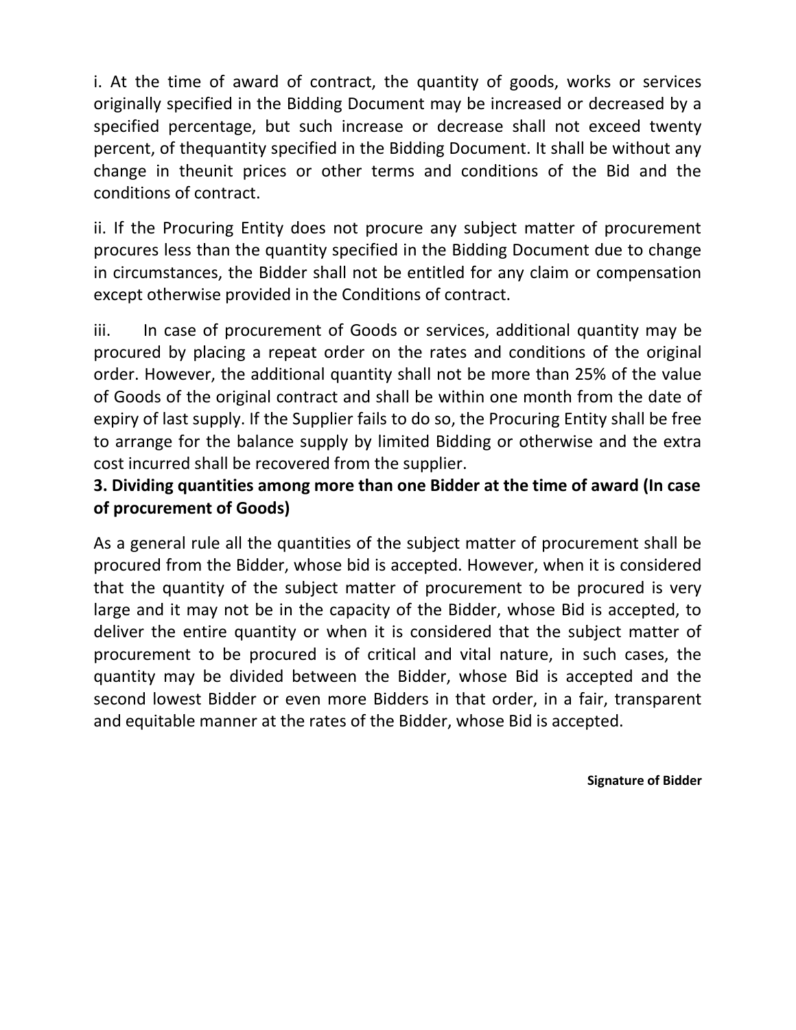i. At the time of award of contract, the quantity of goods, works or services originally specified in the Bidding Document may be increased or decreased by a specified percentage, but such increase or decrease shall not exceed twenty percent, of thequantity specified in the Bidding Document. It shall be without any change in theunit prices or other terms and conditions of the Bid and the conditions of contract.

ii. If the Procuring Entity does not procure any subject matter of procurement procures less than the quantity specified in the Bidding Document due to change in circumstances, the Bidder shall not be entitled for any claim or compensation except otherwise provided in the Conditions of contract.

iii. In case of procurement of Goods or services, additional quantity may be procured by placing a repeat order on the rates and conditions of the original order. However, the additional quantity shall not be more than 25% of the value of Goods of the original contract and shall be within one month from the date of expiry of last supply. If the Supplier fails to do so, the Procuring Entity shall be free to arrange for the balance supply by limited Bidding or otherwise and the extra cost incurred shall be recovered from the supplier.

**3. Dividing quantities among more than one Bidder at the time of award (In case of procurement of Goods)**

As a general rule all the quantities of the subject matter of procurement shall be procured from the Bidder, whose bid is accepted. However, when it is considered that the quantity of the subject matter of procurement to be procured is very large and it may not be in the capacity of the Bidder, whose Bid is accepted, to deliver the entire quantity or when it is considered that the subject matter of procurement to be procured is of critical and vital nature, in such cases, the quantity may be divided between the Bidder, whose Bid is accepted and the second lowest Bidder or even more Bidders in that order, in a fair, transparent and equitable manner at the rates of the Bidder, whose Bid is accepted.

**Signature of Bidder**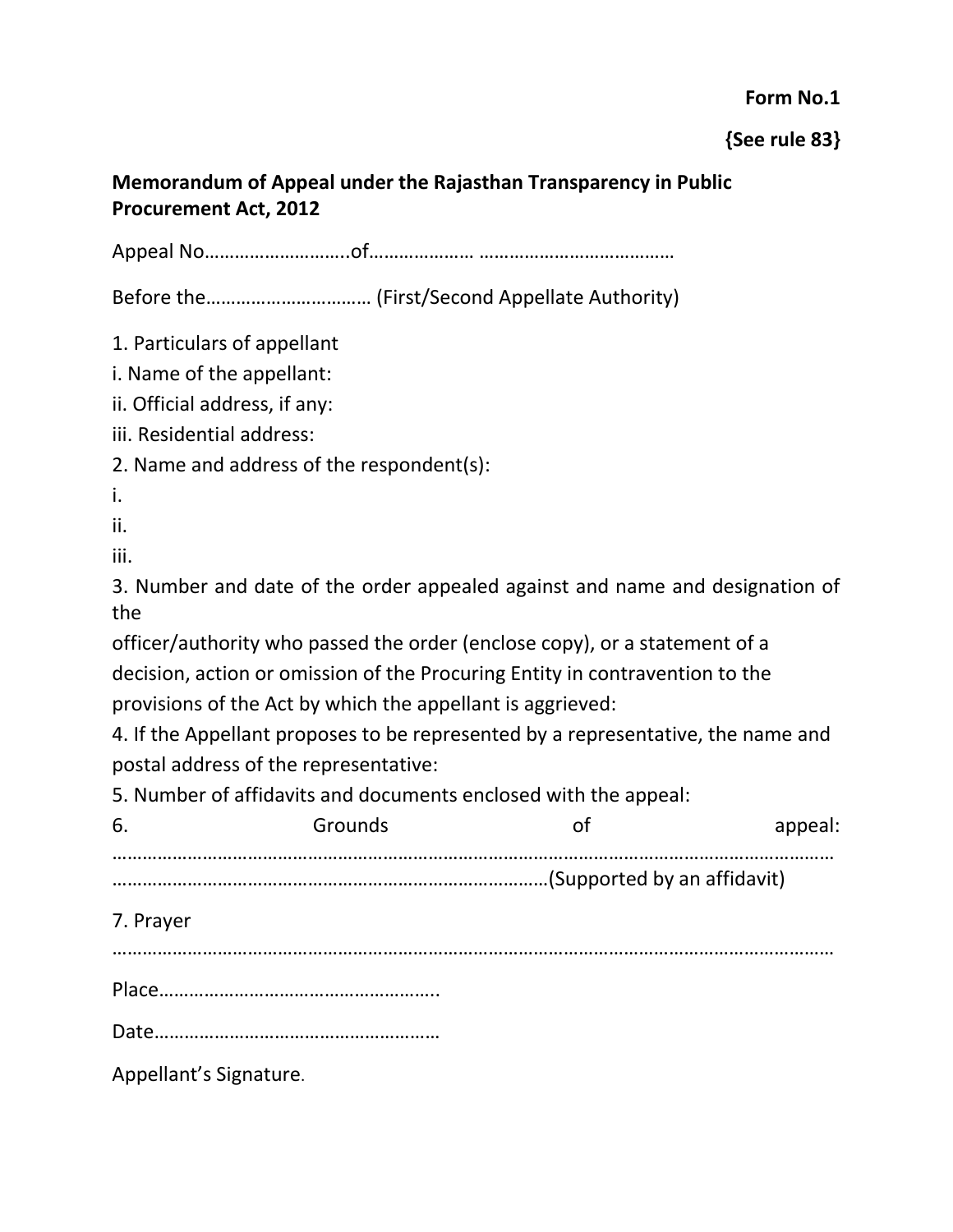**Form No.1**

**{See rule 83}**

**Memorandum of Appeal under the Rajasthan Transparency in Public Procurement Act, 2012**

Appeal No………………………..of………………… …………………………………

Before the…………………………… (First/Second Appellate Authority)

1. Particulars of appellant
i. Name of the appellant:
ii. Official address, if any:
iii. Residential address:
2. Name and address of the respondent(s):
i.
ii.
iii.
3. Number and date of the order appealed against and name and designation of the officer/authority who passed the order (enclose copy), or a statement of a decision, action or omission of the Procuring Entity in contravention to the provisions of the Act by which the appellant is aggrieved:
4. If the Appellant proposes to be represented by a representative, the name and postal address of the representative:
5. Number of affidavits and documents enclosed with the appeal:
6. Grounds of appeal: ………………………………………………………………………………………………………………………… …………………………………………………………………………(Supported by an affidavit)

7. Prayer
…………………………………………………………………………………………………………………………

Place………………………………………………..

Date…………………………………………………

Appellant's Signature.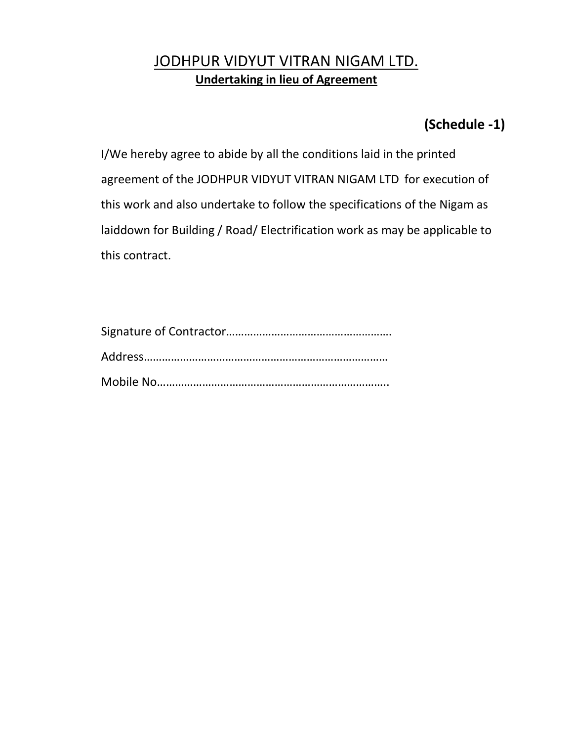# JODHPUR VIDYUT VITRAN NIGAM LTD.

## Undertaking in lieu of Agreement

**(Schedule -1)**

I/We hereby agree to abide by all the conditions laid in the printed agreement of the JODHPUR VIDYUT VITRAN NIGAM LTD for execution of this work and also undertake to follow the specifications of the Nigam as laiddown for Building / Road/ Electrification work as may be applicable to this contract.

Signature of Contractor……………………………………………….

Address………………………………………………………………………

Mobile No…………………………………………………………………..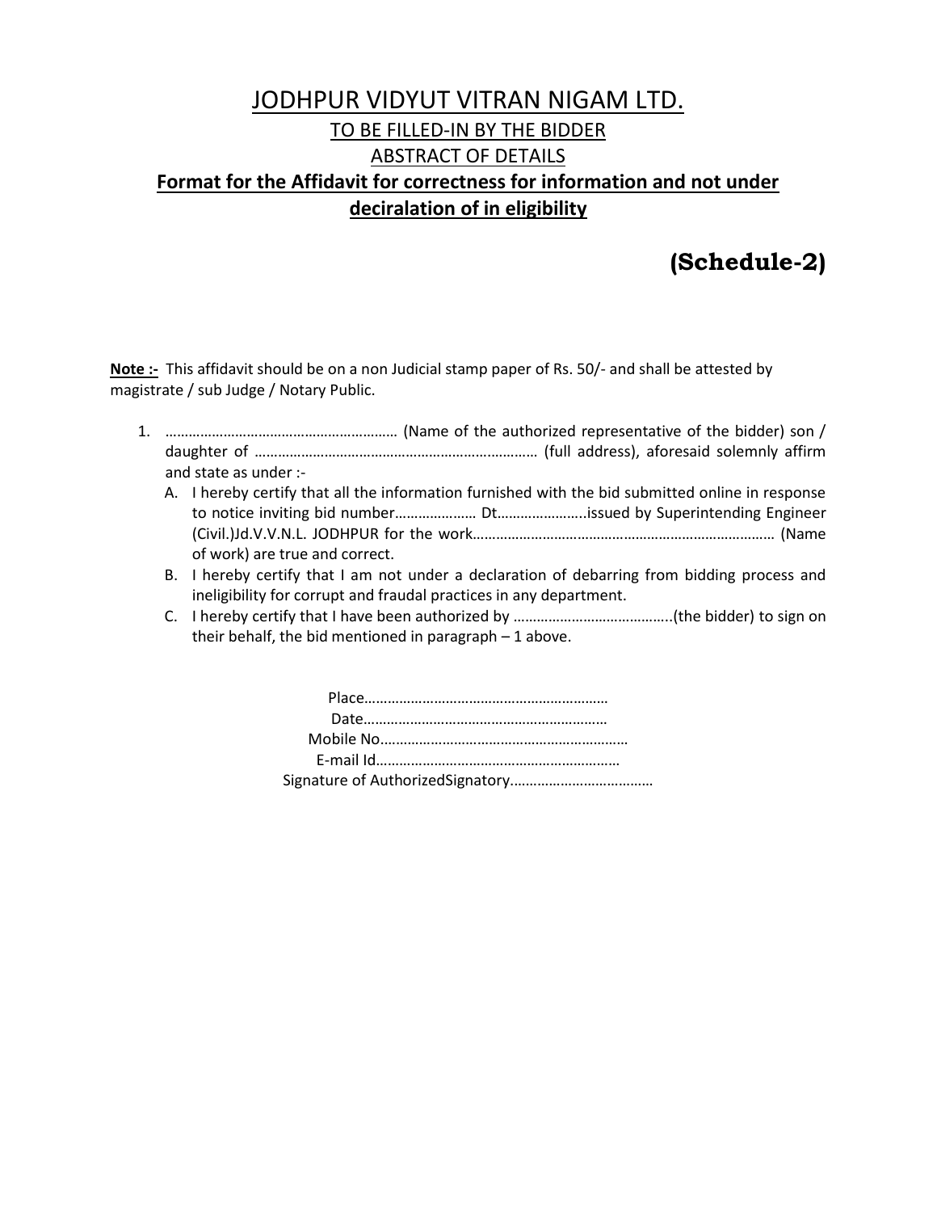# JODHPUR VIDYUT VITRAN NIGAM LTD.

## TO BE FILLED-IN BY THE BIDDER

## ABSTRACT OF DETAILS

**Format for the Affidavit for correctness for information and not under deciralation of in eligibility**

**(Schedule-2)**

**Note :-** This affidavit should be on a non Judicial stamp paper of Rs. 50/- and shall be attested by magistrate / sub Judge / Notary Public.

1. ………………………………………………… (Name of the authorized representative of the bidder) son / daughter of ……………………………………………………………… (full address), aforesaid solemnly affirm and state as under :-
   - A. I hereby certify that all the information furnished with the bid submitted online in response to notice inviting bid number………………… Dt…………………..issued by Superintending Engineer (Civil.)Jd.V.V.N.L. JODHPUR for the work…………………………………………………………………… (Name of work) are true and correct.
   - B. I hereby certify that I am not under a declaration of debarring from bidding process and ineligibility for corrupt and fraudal practices in any department.
   - C. I hereby certify that I have been authorized by …………………………………..(the bidder) to sign on their behalf, the bid mentioned in paragraph – 1 above.

Place………………………………………………………

Date………………………………………………………

Mobile No………………………………………………………

E-mail Id………………………………………………………

Signature of AuthorizedSignatory………………………………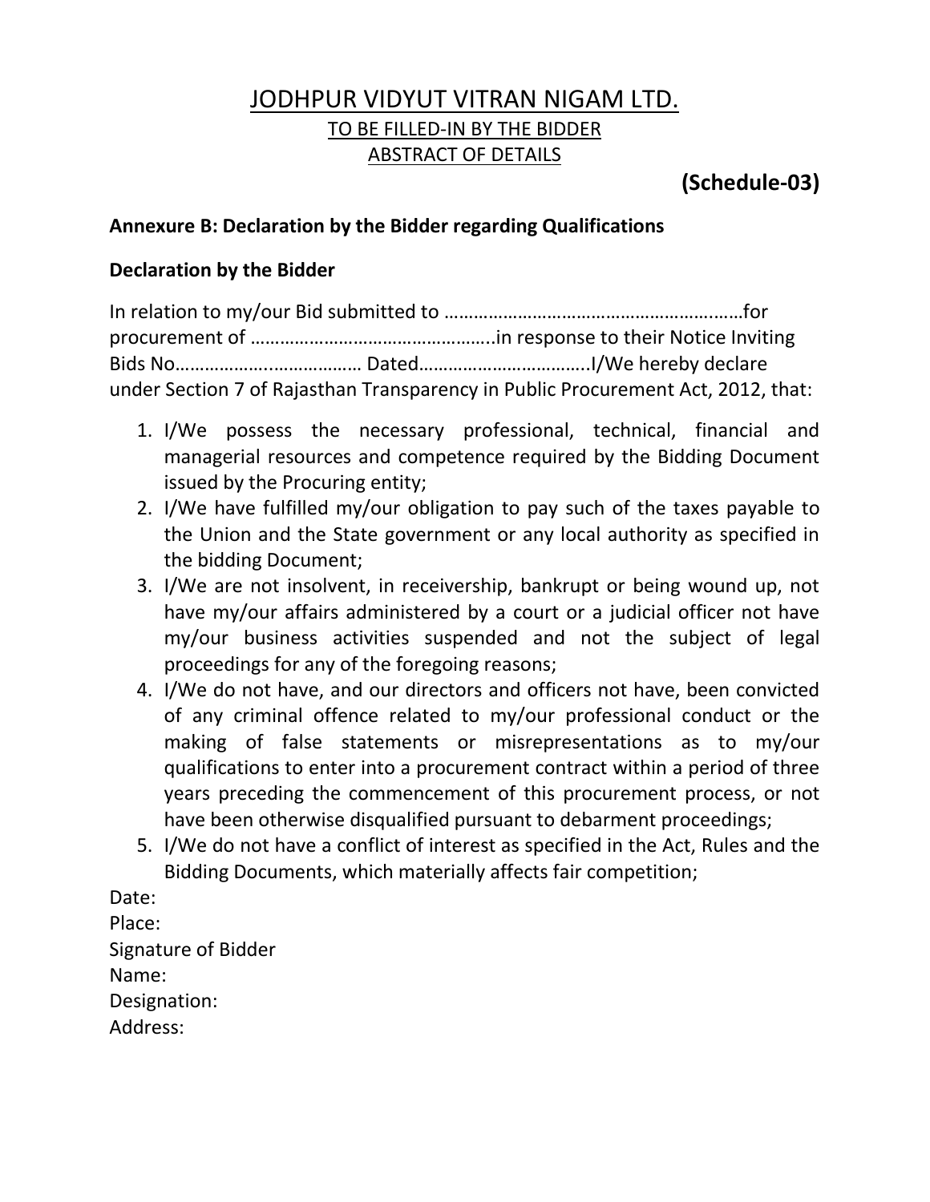# JODHPUR VIDYUT VITRAN NIGAM LTD.

## TO BE FILLED-IN BY THE BIDDER

## ABSTRACT OF DETAILS

**(Schedule-03)**

**Annexure B: Declaration by the Bidder regarding Qualifications**

**Declaration by the Bidder**

In relation to my/our Bid submitted to ……………………………………………………for procurement of …………………………………………..in response to their Notice Inviting Bids No……………….……………… Dated……………………………..I/We hereby declare under Section 7 of Rajasthan Transparency in Public Procurement Act, 2012, that:

1. I/We possess the necessary professional, technical, financial and managerial resources and competence required by the Bidding Document issued by the Procuring entity;
2. I/We have fulfilled my/our obligation to pay such of the taxes payable to the Union and the State government or any local authority as specified in the bidding Document;
3. I/We are not insolvent, in receivership, bankrupt or being wound up, not have my/our affairs administered by a court or a judicial officer not have my/our business activities suspended and not the subject of legal proceedings for any of the foregoing reasons;
4. I/We do not have, and our directors and officers not have, been convicted of any criminal offence related to my/our professional conduct or the making of false statements or misrepresentations as to my/our qualifications to enter into a procurement contract within a period of three years preceding the commencement of this procurement process, or not have been otherwise disqualified pursuant to debarment proceedings;
5. I/We do not have a conflict of interest as specified in the Act, Rules and the Bidding Documents, which materially affects fair competition;

Date:

Place:

Signature of Bidder

Name:

Designation:

Address: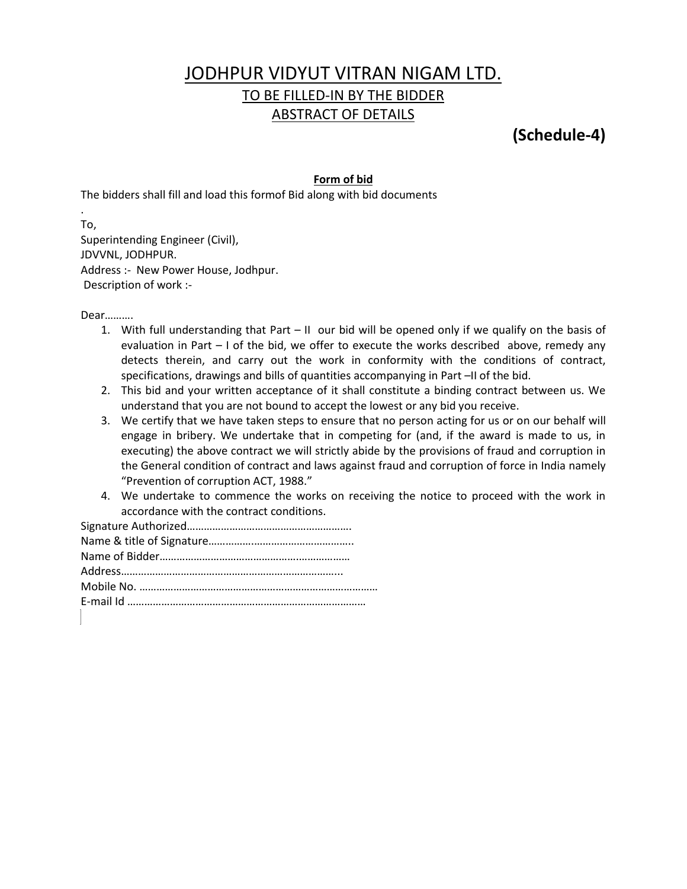# JODHPUR VIDYUT VITRAN NIGAM LTD.

## TO BE FILLED-IN BY THE BIDDER

## ABSTRACT OF DETAILS

## (Schedule-4)

**Form of bid**

The bidders shall fill and load this formof Bid along with bid documents

.

To,

Superintending Engineer (Civil),

JDVVNL, JODHPUR.

Address :- New Power House, Jodhpur.

Description of work :-

Dear……….

1. With full understanding that Part – II our bid will be opened only if we qualify on the basis of evaluation in Part – I of the bid, we offer to execute the works described above, remedy any detects therein, and carry out the work in conformity with the conditions of contract, specifications, drawings and bills of quantities accompanying in Part –II of the bid.
2. This bid and your written acceptance of it shall constitute a binding contract between us. We understand that you are not bound to accept the lowest or any bid you receive.
3. We certify that we have taken steps to ensure that no person acting for us or on our behalf will engage in bribery. We undertake that in competing for (and, if the award is made to us, in executing) the above contract we will strictly abide by the provisions of fraud and corruption in the General condition of contract and laws against fraud and corruption of force in India namely "Prevention of corruption ACT, 1988."
4. We undertake to commence the works on receiving the notice to proceed with the work in accordance with the contract conditions.

Signature Authorized………………………………………………….

Name & title of Signature…………..………………………………..

Name of Bidder…………………………………………………………

Address…………………………………………………………………...

Mobile No. …………………………………………………………………………

E-mail Id …………………………………………………………………………